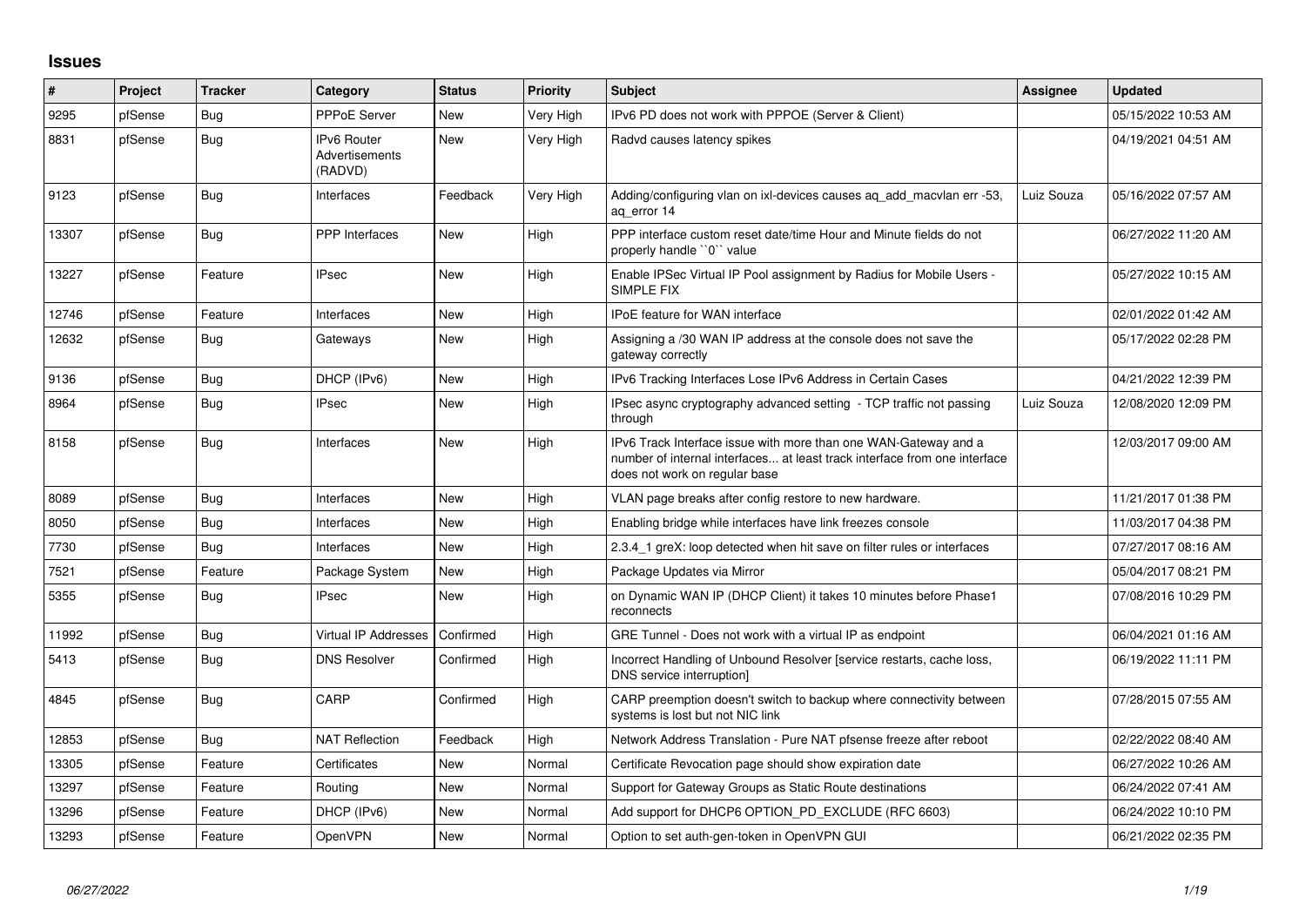## Issues

| # | Project | Tracker | Category | Status | Priority | Subject | Assignee | Updated |
|---|---|---|---|---|---|---|---|---|
| 9295 | pfSense | Bug | PPPoE Server | New | Very High | IPv6 PD does not work with PPOE (Server & Client) | | 05/15/2022 10:53 AM |
| 8831 | pfSense | Bug | IPv6 Router Advertisements (RADVD) | New | Very High | Radvd causes latency spikes | | 04/19/2021 04:51 AM |
| 9123 | pfSense | Bug | Interfaces | Feedback | Very High | Adding/configuring vlan on ixl-devices causes aq_add_macvlan err -53, aq_error 14 | Luiz Souza | 05/16/2022 07:57 AM |
| 13307 | pfSense | Bug | PPP Interfaces | New | High | PPP interface custom reset date/time Hour and Minute fields do not properly handle ``0`` value | | 06/27/2022 11:20 AM |
| 13227 | pfSense | Feature | IPsec | New | High | Enable IPSec Virtual IP Pool assignment by Radius for Mobile Users - SIMPLE FIX | | 05/27/2022 10:15 AM |
| 12746 | pfSense | Feature | Interfaces | New | High | IPoE feature for WAN interface | | 02/01/2022 01:42 AM |
| 12632 | pfSense | Bug | Gateways | New | High | Assigning a /30 WAN IP address at the console does not save the gateway correctly | | 05/17/2022 02:28 PM |
| 9136 | pfSense | Bug | DHCP (IPv6) | New | High | IPv6 Tracking Interfaces Lose IPv6 Address in Certain Cases | | 04/21/2022 12:39 PM |
| 8964 | pfSense | Bug | IPsec | New | High | IPsec async cryptography advanced setting - TCP traffic not passing through | Luiz Souza | 12/08/2020 12:09 PM |
| 8158 | pfSense | Bug | Interfaces | New | High | IPv6 Track Interface issue with more than one WAN-Gateway and a number of internal interfaces... at least track interface from one interface does not work on regular base | | 12/03/2017 09:00 AM |
| 8089 | pfSense | Bug | Interfaces | New | High | VLAN page breaks after config restore to new hardware. | | 11/21/2017 01:38 PM |
| 8050 | pfSense | Bug | Interfaces | New | High | Enabling bridge while interfaces have link freezes console | | 11/03/2017 04:38 PM |
| 7730 | pfSense | Bug | Interfaces | New | High | 2.3.4_1 greX: loop detected when hit save on filter rules or interfaces | | 07/27/2017 08:16 AM |
| 7521 | pfSense | Feature | Package System | New | High | Package Updates via Mirror | | 05/04/2017 08:21 PM |
| 5355 | pfSense | Bug | IPsec | New | High | on Dynamic WAN IP (DHCP Client) it takes 10 minutes before Phase1 reconnects | | 07/08/2016 10:29 PM |
| 11992 | pfSense | Bug | Virtual IP Addresses | Confirmed | High | GRE Tunnel - Does not work with a virtual IP as endpoint | | 06/04/2021 01:16 AM |
| 5413 | pfSense | Bug | DNS Resolver | Confirmed | High | Incorrect Handling of Unbound Resolver [service restarts, cache loss, DNS service interruption] | | 06/19/2022 11:11 PM |
| 4845 | pfSense | Bug | CARP | Confirmed | High | CARP preemption doesn't switch to backup where connectivity between systems is lost but not NIC link | | 07/28/2015 07:55 AM |
| 12853 | pfSense | Bug | NAT Reflection | Feedback | High | Network Address Translation - Pure NAT pfsense freeze after reboot | | 02/22/2022 08:40 AM |
| 13305 | pfSense | Feature | Certificates | New | Normal | Certificate Revocation page should show expiration date | | 06/27/2022 10:26 AM |
| 13297 | pfSense | Feature | Routing | New | Normal | Support for Gateway Groups as Static Route destinations | | 06/24/2022 07:41 AM |
| 13296 | pfSense | Feature | DHCP (IPv6) | New | Normal | Add support for DHCP6 OPTION_PD_EXCLUDE (RFC 6603) | | 06/24/2022 10:10 PM |
| 13293 | pfSense | Feature | OpenVPN | New | Normal | Option to set auth-gen-token in OpenVPN GUI | | 06/21/2022 02:35 PM |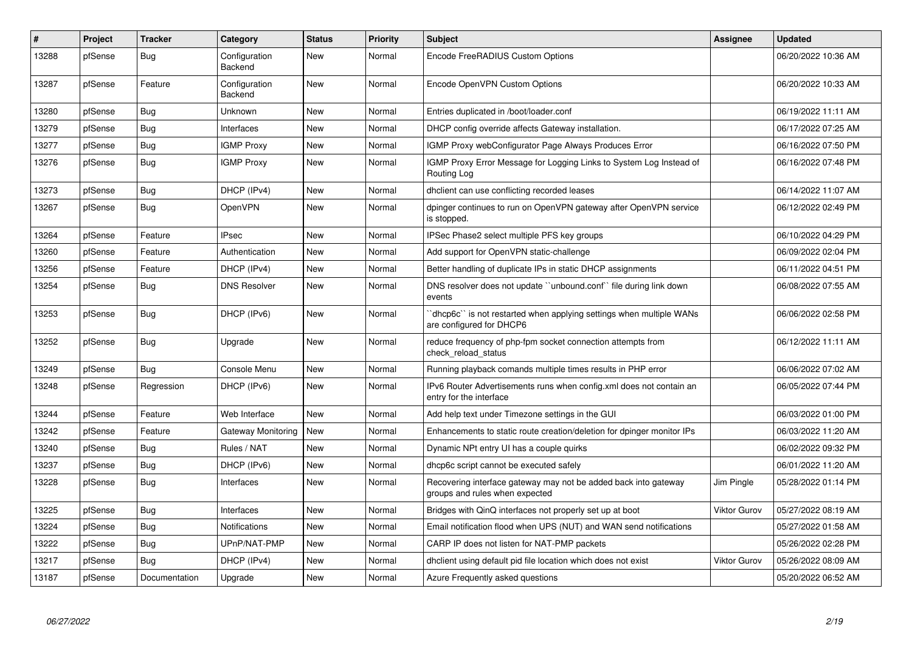| # | Project | Tracker | Category | Status | Priority | Subject | Assignee | Updated |
|---|---|---|---|---|---|---|---|---|
| 13288 | pfSense | Bug | Configuration Backend | New | Normal | Encode FreeRADIUS Custom Options | | 06/20/2022 10:36 AM |
| 13287 | pfSense | Feature | Configuration Backend | New | Normal | Encode OpenVPN Custom Options | | 06/20/2022 10:33 AM |
| 13280 | pfSense | Bug | Unknown | New | Normal | Entries duplicated in /boot/loader.conf | | 06/19/2022 11:11 AM |
| 13279 | pfSense | Bug | Interfaces | New | Normal | DHCP config override affects Gateway installation. | | 06/17/2022 07:25 AM |
| 13277 | pfSense | Bug | IGMP Proxy | New | Normal | IGMP Proxy webConfigurator Page Always Produces Error | | 06/16/2022 07:50 PM |
| 13276 | pfSense | Bug | IGMP Proxy | New | Normal | IGMP Proxy Error Message for Logging Links to System Log Instead of Routing Log | | 06/16/2022 07:48 PM |
| 13273 | pfSense | Bug | DHCP (IPv4) | New | Normal | dhclient can use conflicting recorded leases | | 06/14/2022 11:07 AM |
| 13267 | pfSense | Bug | OpenVPN | New | Normal | dpinger continues to run on OpenVPN gateway after OpenVPN service is stopped. | | 06/12/2022 02:49 PM |
| 13264 | pfSense | Feature | IPsec | New | Normal | IPSec Phase2 select multiple PFS key groups | | 06/10/2022 04:29 PM |
| 13260 | pfSense | Feature | Authentication | New | Normal | Add support for OpenVPN static-challenge | | 06/09/2022 02:04 PM |
| 13256 | pfSense | Feature | DHCP (IPv4) | New | Normal | Better handling of duplicate IPs in static DHCP assignments | | 06/11/2022 04:51 PM |
| 13254 | pfSense | Bug | DNS Resolver | New | Normal | DNS resolver does not update ``unbound.conf`` file during link down events | | 06/08/2022 07:55 AM |
| 13253 | pfSense | Bug | DHCP (IPv6) | New | Normal | ``dhcp6c`` is not restarted when applying settings when multiple WANs are configured for DHCP6 | | 06/06/2022 02:58 PM |
| 13252 | pfSense | Bug | Upgrade | New | Normal | reduce frequency of php-fpm socket connection attempts from check_reload_status | | 06/12/2022 11:11 AM |
| 13249 | pfSense | Bug | Console Menu | New | Normal | Running playback comands multiple times results in PHP error | | 06/06/2022 07:02 AM |
| 13248 | pfSense | Regression | DHCP (IPv6) | New | Normal | IPv6 Router Advertisements runs when config.xml does not contain an entry for the interface | | 06/05/2022 07:44 PM |
| 13244 | pfSense | Feature | Web Interface | New | Normal | Add help text under Timezone settings in the GUI | | 06/03/2022 01:00 PM |
| 13242 | pfSense | Feature | Gateway Monitoring | New | Normal | Enhancements to static route creation/deletion for dpinger monitor IPs | | 06/03/2022 11:20 AM |
| 13240 | pfSense | Bug | Rules / NAT | New | Normal | Dynamic NPt entry UI has a couple quirks | | 06/02/2022 09:32 PM |
| 13237 | pfSense | Bug | DHCP (IPv6) | New | Normal | dhcp6c script cannot be executed safely | | 06/01/2022 11:20 AM |
| 13228 | pfSense | Bug | Interfaces | New | Normal | Recovering interface gateway may not be added back into gateway groups and rules when expected | Jim Pingle | 05/28/2022 01:14 PM |
| 13225 | pfSense | Bug | Interfaces | New | Normal | Bridges with QinQ interfaces not properly set up at boot | Viktor Gurov | 05/27/2022 08:19 AM |
| 13224 | pfSense | Bug | Notifications | New | Normal | Email notification flood when UPS (NUT) and WAN send notifications | | 05/27/2022 01:58 AM |
| 13222 | pfSense | Bug | UPnP/NAT-PMP | New | Normal | CARP IP does not listen for NAT-PMP packets | | 05/26/2022 02:28 PM |
| 13217 | pfSense | Bug | DHCP (IPv4) | New | Normal | dhclient using default pid file location which does not exist | Viktor Gurov | 05/26/2022 08:09 AM |
| 13187 | pfSense | Documentation | Upgrade | New | Normal | Azure Frequently asked questions | | 05/20/2022 06:52 AM |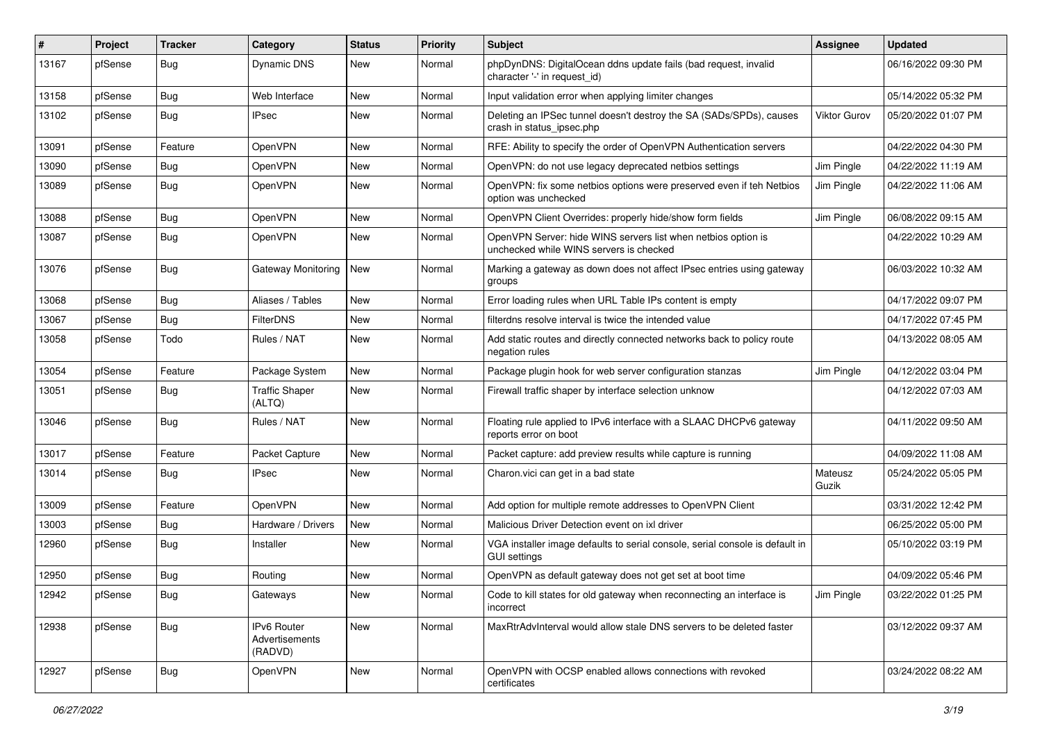| # | Project | Tracker | Category | Status | Priority | Subject | Assignee | Updated |
|---|---|---|---|---|---|---|---|---|
| 13167 | pfSense | Bug | Dynamic DNS | New | Normal | phpDynDNS: DigitalOcean ddns update fails (bad request, invalid character '-' in request_id) | | 06/16/2022 09:30 PM |
| 13158 | pfSense | Bug | Web Interface | New | Normal | Input validation error when applying limiter changes | | 05/14/2022 05:32 PM |
| 13102 | pfSense | Bug | IPsec | New | Normal | Deleting an IPSec tunnel doesn't destroy the SA (SADs/SPDs), causes crash in status_ipsec.php | Viktor Gurov | 05/20/2022 01:07 PM |
| 13091 | pfSense | Feature | OpenVPN | New | Normal | RFE: Ability to specify the order of OpenVPN Authentication servers | | 04/22/2022 04:30 PM |
| 13090 | pfSense | Bug | OpenVPN | New | Normal | OpenVPN: do not use legacy deprecated netbios settings | Jim Pingle | 04/22/2022 11:19 AM |
| 13089 | pfSense | Bug | OpenVPN | New | Normal | OpenVPN: fix some netbios options were preserved even if teh Netbios option was unchecked | Jim Pingle | 04/22/2022 11:06 AM |
| 13088 | pfSense | Bug | OpenVPN | New | Normal | OpenVPN Client Overrides: properly hide/show form fields | Jim Pingle | 06/08/2022 09:15 AM |
| 13087 | pfSense | Bug | OpenVPN | New | Normal | OpenVPN Server: hide WINS servers list when netbios option is unchecked while WINS servers is checked | | 04/22/2022 10:29 AM |
| 13076 | pfSense | Bug | Gateway Monitoring | New | Normal | Marking a gateway as down does not affect IPsec entries using gateway groups | | 06/03/2022 10:32 AM |
| 13068 | pfSense | Bug | Aliases / Tables | New | Normal | Error loading rules when URL Table IPs content is empty | | 04/17/2022 09:07 PM |
| 13067 | pfSense | Bug | FilterDNS | New | Normal | filterdns resolve interval is twice the intended value | | 04/17/2022 07:45 PM |
| 13058 | pfSense | Todo | Rules / NAT | New | Normal | Add static routes and directly connected networks back to policy route negation rules | | 04/13/2022 08:05 AM |
| 13054 | pfSense | Feature | Package System | New | Normal | Package plugin hook for web server configuration stanzas | Jim Pingle | 04/12/2022 03:04 PM |
| 13051 | pfSense | Bug | Traffic Shaper (ALTQ) | New | Normal | Firewall traffic shaper by interface selection unknow | | 04/12/2022 07:03 AM |
| 13046 | pfSense | Bug | Rules / NAT | New | Normal | Floating rule applied to IPv6 interface with a SLAAC DHCPv6 gateway reports error on boot | | 04/11/2022 09:50 AM |
| 13017 | pfSense | Feature | Packet Capture | New | Normal | Packet capture: add preview results while capture is running | | 04/09/2022 11:08 AM |
| 13014 | pfSense | Bug | IPsec | New | Normal | Charon.vici can get in a bad state | Mateusz Guzik | 05/24/2022 05:05 PM |
| 13009 | pfSense | Feature | OpenVPN | New | Normal | Add option for multiple remote addresses to OpenVPN Client | | 03/31/2022 12:42 PM |
| 13003 | pfSense | Bug | Hardware / Drivers | New | Normal | Malicious Driver Detection event on ixl driver | | 06/25/2022 05:00 PM |
| 12960 | pfSense | Bug | Installer | New | Normal | VGA installer image defaults to serial console, serial console is default in GUI settings | | 05/10/2022 03:19 PM |
| 12950 | pfSense | Bug | Routing | New | Normal | OpenVPN as default gateway does not get set at boot time | | 04/09/2022 05:46 PM |
| 12942 | pfSense | Bug | Gateways | New | Normal | Code to kill states for old gateway when reconnecting an interface is incorrect | Jim Pingle | 03/22/2022 01:25 PM |
| 12938 | pfSense | Bug | IPv6 Router Advertisements (RADVD) | New | Normal | MaxRtrAdvInterval would allow stale DNS servers to be deleted faster | | 03/12/2022 09:37 AM |
| 12927 | pfSense | Bug | OpenVPN | New | Normal | OpenVPN with OCSP enabled allows connections with revoked certificates | | 03/24/2022 08:22 AM |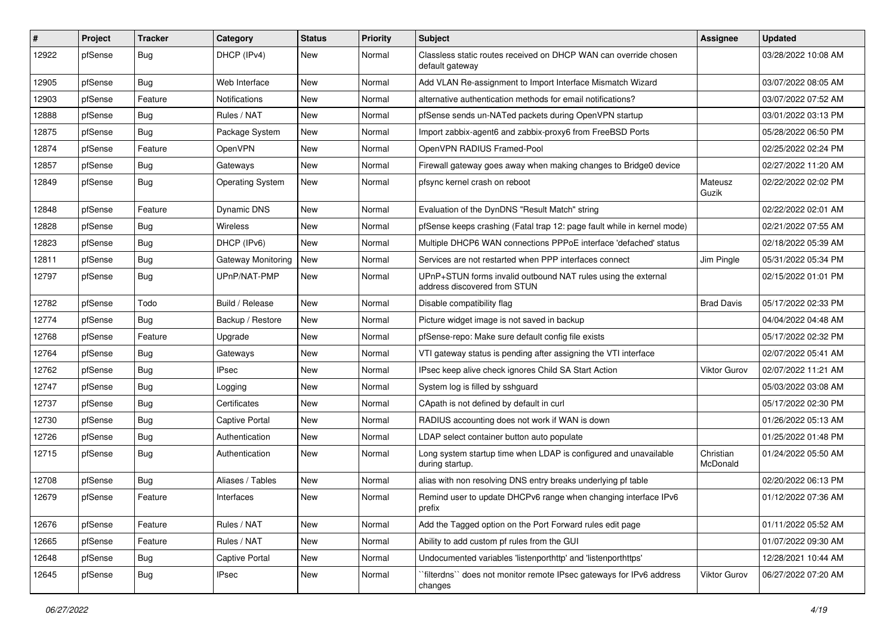| # | Project | Tracker | Category | Status | Priority | Subject | Assignee | Updated |
|---|---|---|---|---|---|---|---|---|
| 12922 | pfSense | Bug | DHCP (IPv4) | New | Normal | Classless static routes received on DHCP WAN can override chosen default gateway | | 03/28/2022 10:08 AM |
| 12905 | pfSense | Bug | Web Interface | New | Normal | Add VLAN Re-assignment to Import Interface Mismatch Wizard | | 03/07/2022 08:05 AM |
| 12903 | pfSense | Feature | Notifications | New | Normal | alternative authentication methods for email notifications? | | 03/07/2022 07:52 AM |
| 12888 | pfSense | Bug | Rules / NAT | New | Normal | pfSense sends un-NATed packets during OpenVPN startup | | 03/01/2022 03:13 PM |
| 12875 | pfSense | Bug | Package System | New | Normal | Import zabbix-agent6 and zabbix-proxy6 from FreeBSD Ports | | 05/28/2022 06:50 PM |
| 12874 | pfSense | Feature | OpenVPN | New | Normal | OpenVPN RADIUS Framed-Pool | | 02/25/2022 02:24 PM |
| 12857 | pfSense | Bug | Gateways | New | Normal | Firewall gateway goes away when making changes to Bridge0 device | | 02/27/2022 11:20 AM |
| 12849 | pfSense | Bug | Operating System | New | Normal | pfsync kernel crash on reboot | Mateusz Guzik | 02/22/2022 02:02 PM |
| 12848 | pfSense | Feature | Dynamic DNS | New | Normal | Evaluation of the DynDNS "Result Match" string | | 02/22/2022 02:01 AM |
| 12828 | pfSense | Bug | Wireless | New | Normal | pfSense keeps crashing (Fatal trap 12: page fault while in kernel mode) | | 02/21/2022 07:55 AM |
| 12823 | pfSense | Bug | DHCP (IPv6) | New | Normal | Multiple DHCP6 WAN connections PPPoE interface 'defached' status | | 02/18/2022 05:39 AM |
| 12811 | pfSense | Bug | Gateway Monitoring | New | Normal | Services are not restarted when PPP interfaces connect | Jim Pingle | 05/31/2022 05:34 PM |
| 12797 | pfSense | Bug | UPnP/NAT-PMP | New | Normal | UPnP+STUN forms invalid outbound NAT rules using the external address discovered from STUN | | 02/15/2022 01:01 PM |
| 12782 | pfSense | Todo | Build / Release | New | Normal | Disable compatibility flag | Brad Davis | 05/17/2022 02:33 PM |
| 12774 | pfSense | Bug | Backup / Restore | New | Normal | Picture widget image is not saved in backup | | 04/04/2022 04:48 AM |
| 12768 | pfSense | Feature | Upgrade | New | Normal | pfSense-repo: Make sure default config file exists | | 05/17/2022 02:32 PM |
| 12764 | pfSense | Bug | Gateways | New | Normal | VTI gateway status is pending after assigning the VTI interface | | 02/07/2022 05:41 AM |
| 12762 | pfSense | Bug | IPsec | New | Normal | IPsec keep alive check ignores Child SA Start Action | Viktor Gurov | 02/07/2022 11:21 AM |
| 12747 | pfSense | Bug | Logging | New | Normal | System log is filled by sshguard | | 05/03/2022 03:08 AM |
| 12737 | pfSense | Bug | Certificates | New | Normal | CApath is not defined by default in curl | | 05/17/2022 02:30 PM |
| 12730 | pfSense | Bug | Captive Portal | New | Normal | RADIUS accounting does not work if WAN is down | | 01/26/2022 05:13 AM |
| 12726 | pfSense | Bug | Authentication | New | Normal | LDAP select container button auto populate | | 01/25/2022 01:48 PM |
| 12715 | pfSense | Bug | Authentication | New | Normal | Long system startup time when LDAP is configured and unavailable during startup. | Christian McDonald | 01/24/2022 05:50 AM |
| 12708 | pfSense | Bug | Aliases / Tables | New | Normal | alias with non resolving DNS entry breaks underlying pf table | | 02/20/2022 06:13 PM |
| 12679 | pfSense | Feature | Interfaces | New | Normal | Remind user to update DHCPv6 range when changing interface IPv6 prefix | | 01/12/2022 07:36 AM |
| 12676 | pfSense | Feature | Rules / NAT | New | Normal | Add the Tagged option on the Port Forward rules edit page | | 01/11/2022 05:52 AM |
| 12665 | pfSense | Feature | Rules / NAT | New | Normal | Ability to add custom pf rules from the GUI | | 01/07/2022 09:30 AM |
| 12648 | pfSense | Bug | Captive Portal | New | Normal | Undocumented variables 'listenporthttp' and 'listenporthttps' | | 12/28/2021 10:44 AM |
| 12645 | pfSense | Bug | IPsec | New | Normal | ``filterdns`` does not monitor remote IPsec gateways for IPv6 address changes | Viktor Gurov | 06/27/2022 07:20 AM |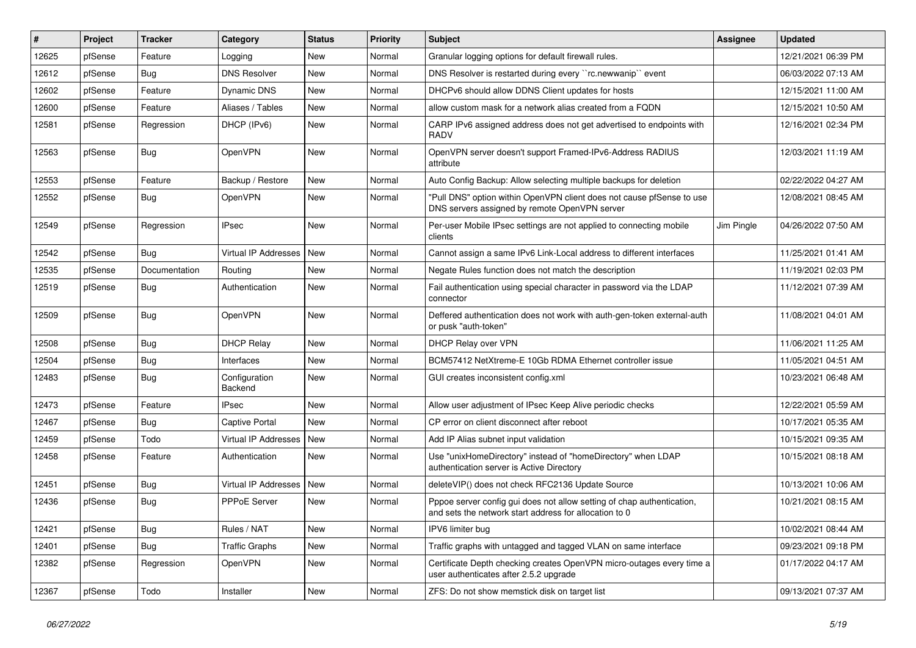| # | Project | Tracker | Category | Status | Priority | Subject | Assignee | Updated |
|---|---|---|---|---|---|---|---|---|
| 12625 | pfSense | Feature | Logging | New | Normal | Granular logging options for default firewall rules. | | 12/21/2021 06:39 PM |
| 12612 | pfSense | Bug | DNS Resolver | New | Normal | DNS Resolver is restarted during every ``rc.newwanip`` event | | 06/03/2022 07:13 AM |
| 12602 | pfSense | Feature | Dynamic DNS | New | Normal | DHCPv6 should allow DDNS Client updates for hosts | | 12/15/2021 11:00 AM |
| 12600 | pfSense | Feature | Aliases / Tables | New | Normal | allow custom mask for a network alias created from a FQDN | | 12/15/2021 10:50 AM |
| 12581 | pfSense | Regression | DHCP (IPv6) | New | Normal | CARP IPv6 assigned address does not get advertised to endpoints with RADV | | 12/16/2021 02:34 PM |
| 12563 | pfSense | Bug | OpenVPN | New | Normal | OpenVPN server doesn't support Framed-IPv6-Address RADIUS attribute | | 12/03/2021 11:19 AM |
| 12553 | pfSense | Feature | Backup / Restore | New | Normal | Auto Config Backup: Allow selecting multiple backups for deletion | | 02/22/2022 04:27 AM |
| 12552 | pfSense | Bug | OpenVPN | New | Normal | "Pull DNS" option within OpenVPN client does not cause pfSense to use DNS servers assigned by remote OpenVPN server | | 12/08/2021 08:45 AM |
| 12549 | pfSense | Regression | IPsec | New | Normal | Per-user Mobile IPsec settings are not applied to connecting mobile clients | Jim Pingle | 04/26/2022 07:50 AM |
| 12542 | pfSense | Bug | Virtual IP Addresses | New | Normal | Cannot assign a same IPv6 Link-Local address to different interfaces | | 11/25/2021 01:41 AM |
| 12535 | pfSense | Documentation | Routing | New | Normal | Negate Rules function does not match the description | | 11/19/2021 02:03 PM |
| 12519 | pfSense | Bug | Authentication | New | Normal | Fail authentication using special character in password via the LDAP connector | | 11/12/2021 07:39 AM |
| 12509 | pfSense | Bug | OpenVPN | New | Normal | Deffered authentication does not work with auth-gen-token external-auth or pusk "auth-token" | | 11/08/2021 04:01 AM |
| 12508 | pfSense | Bug | DHCP Relay | New | Normal | DHCP Relay over VPN | | 11/06/2021 11:25 AM |
| 12504 | pfSense | Bug | Interfaces | New | Normal | BCM57412 NetXtreme-E 10Gb RDMA Ethernet controller issue | | 11/05/2021 04:51 AM |
| 12483 | pfSense | Bug | Configuration Backend | New | Normal | GUI creates inconsistent config.xml | | 10/23/2021 06:48 AM |
| 12473 | pfSense | Feature | IPsec | New | Normal | Allow user adjustment of IPsec Keep Alive periodic checks | | 12/22/2021 05:59 AM |
| 12467 | pfSense | Bug | Captive Portal | New | Normal | CP error on client disconnect after reboot | | 10/17/2021 05:35 AM |
| 12459 | pfSense | Todo | Virtual IP Addresses | New | Normal | Add IP Alias subnet input validation | | 10/15/2021 09:35 AM |
| 12458 | pfSense | Feature | Authentication | New | Normal | Use "unixHomeDirectory" instead of "homeDirectory" when LDAP authentication server is Active Directory | | 10/15/2021 08:18 AM |
| 12451 | pfSense | Bug | Virtual IP Addresses | New | Normal | deleteVIP() does not check RFC2136 Update Source | | 10/13/2021 10:06 AM |
| 12436 | pfSense | Bug | PPPoE Server | New | Normal | Pppoe server config gui does not allow setting of chap authentication, and sets the network start address for allocation to 0 | | 10/21/2021 08:15 AM |
| 12421 | pfSense | Bug | Rules / NAT | New | Normal | IPV6 limiter bug | | 10/02/2021 08:44 AM |
| 12401 | pfSense | Bug | Traffic Graphs | New | Normal | Traffic graphs with untagged and tagged VLAN on same interface | | 09/23/2021 09:18 PM |
| 12382 | pfSense | Regression | OpenVPN | New | Normal | Certificate Depth checking creates OpenVPN micro-outages every time a user authenticates after 2.5.2 upgrade | | 01/17/2022 04:17 AM |
| 12367 | pfSense | Todo | Installer | New | Normal | ZFS: Do not show memstick disk on target list | | 09/13/2021 07:37 AM |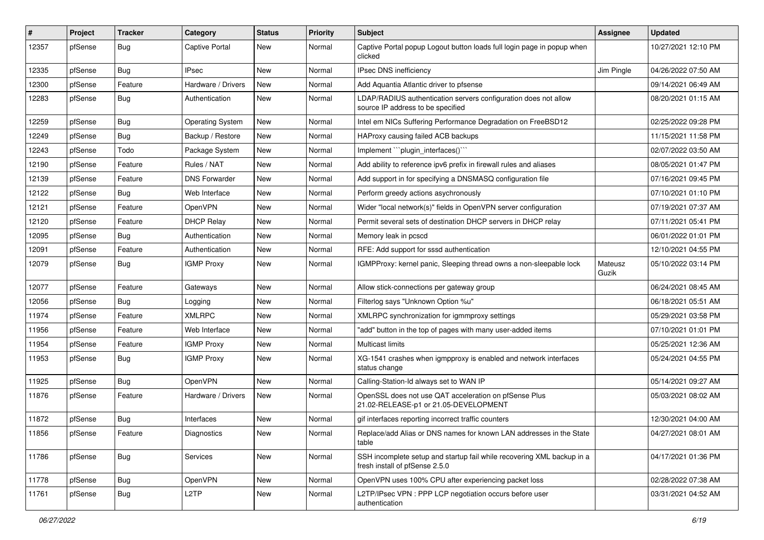| # | Project | Tracker | Category | Status | Priority | Subject | Assignee | Updated |
|---|---|---|---|---|---|---|---|---|
| 12357 | pfSense | Bug | Captive Portal | New | Normal | Captive Portal popup Logout button loads full login page in popup when clicked | | 10/27/2021 12:10 PM |
| 12335 | pfSense | Bug | IPsec | New | Normal | IPsec DNS inefficiency | Jim Pingle | 04/26/2022 07:50 AM |
| 12300 | pfSense | Feature | Hardware / Drivers | New | Normal | Add Aquantia Atlantic driver to pfsense | | 09/14/2021 06:49 AM |
| 12283 | pfSense | Bug | Authentication | New | Normal | LDAP/RADIUS authentication servers configuration does not allow source IP address to be specified | | 08/20/2021 01:15 AM |
| 12259 | pfSense | Bug | Operating System | New | Normal | Intel em NICs Suffering Performance Degradation on FreeBSD12 | | 02/25/2022 09:28 PM |
| 12249 | pfSense | Bug | Backup / Restore | New | Normal | HAProxy causing failed ACB backups | | 11/15/2021 11:58 PM |
| 12243 | pfSense | Todo | Package System | New | Normal | Implement ```plugin_interfaces()``` | | 02/07/2022 03:50 AM |
| 12190 | pfSense | Feature | Rules / NAT | New | Normal | Add ability to reference ipv6 prefix in firewall rules and aliases | | 08/05/2021 01:47 PM |
| 12139 | pfSense | Feature | DNS Forwarder | New | Normal | Add support in for specifying a DNSMASQ configuration file | | 07/16/2021 09:45 PM |
| 12122 | pfSense | Bug | Web Interface | New | Normal | Perform greedy actions asychronously | | 07/10/2021 01:10 PM |
| 12121 | pfSense | Feature | OpenVPN | New | Normal | Wider "local network(s)" fields in OpenVPN server configuration | | 07/19/2021 07:37 AM |
| 12120 | pfSense | Feature | DHCP Relay | New | Normal | Permit several sets of destination DHCP servers in DHCP relay | | 07/11/2021 05:41 PM |
| 12095 | pfSense | Bug | Authentication | New | Normal | Memory leak in pcscd | | 06/01/2022 01:01 PM |
| 12091 | pfSense | Feature | Authentication | New | Normal | RFE: Add support for sssd authentication | | 12/10/2021 04:55 PM |
| 12079 | pfSense | Bug | IGMP Proxy | New | Normal | IGMPProxy: kernel panic, Sleeping thread owns a non-sleepable lock | Mateusz Guzik | 05/10/2022 03:14 PM |
| 12077 | pfSense | Feature | Gateways | New | Normal | Allow stick-connections per gateway group | | 06/24/2021 08:45 AM |
| 12056 | pfSense | Bug | Logging | New | Normal | Filterlog says "Unknown Option %u" | | 06/18/2021 05:51 AM |
| 11974 | pfSense | Feature | XMLRPC | New | Normal | XMLRPC synchronization for igmmproxy settings | | 05/29/2021 03:58 PM |
| 11956 | pfSense | Feature | Web Interface | New | Normal | "add" button in the top of pages with many user-added items | | 07/10/2021 01:01 PM |
| 11954 | pfSense | Feature | IGMP Proxy | New | Normal | Multicast limits | | 05/25/2021 12:36 AM |
| 11953 | pfSense | Bug | IGMP Proxy | New | Normal | XG-1541 crashes when igmpproxy is enabled and network interfaces status change | | 05/24/2021 04:55 PM |
| 11925 | pfSense | Bug | OpenVPN | New | Normal | Calling-Station-Id always set to WAN IP | | 05/14/2021 09:27 AM |
| 11876 | pfSense | Feature | Hardware / Drivers | New | Normal | OpenSSL does not use QAT acceleration on pfSense Plus 21.02-RELEASE-p1 or 21.05-DEVELOPMENT | | 05/03/2021 08:02 AM |
| 11872 | pfSense | Bug | Interfaces | New | Normal | gif interfaces reporting incorrect traffic counters | | 12/30/2021 04:00 AM |
| 11856 | pfSense | Feature | Diagnostics | New | Normal | Replace/add Alias or DNS names for known LAN addresses in the State table | | 04/27/2021 08:01 AM |
| 11786 | pfSense | Bug | Services | New | Normal | SSH incomplete setup and startup fail while recovering XML backup in a fresh install of pfSense 2.5.0 | | 04/17/2021 01:36 PM |
| 11778 | pfSense | Bug | OpenVPN | New | Normal | OpenVPN uses 100% CPU after experiencing packet loss | | 02/28/2022 07:38 AM |
| 11761 | pfSense | Bug | L2TP | New | Normal | L2TP/IPsec VPN : PPP LCP negotiation occurs before user authentication | | 03/31/2021 04:52 AM |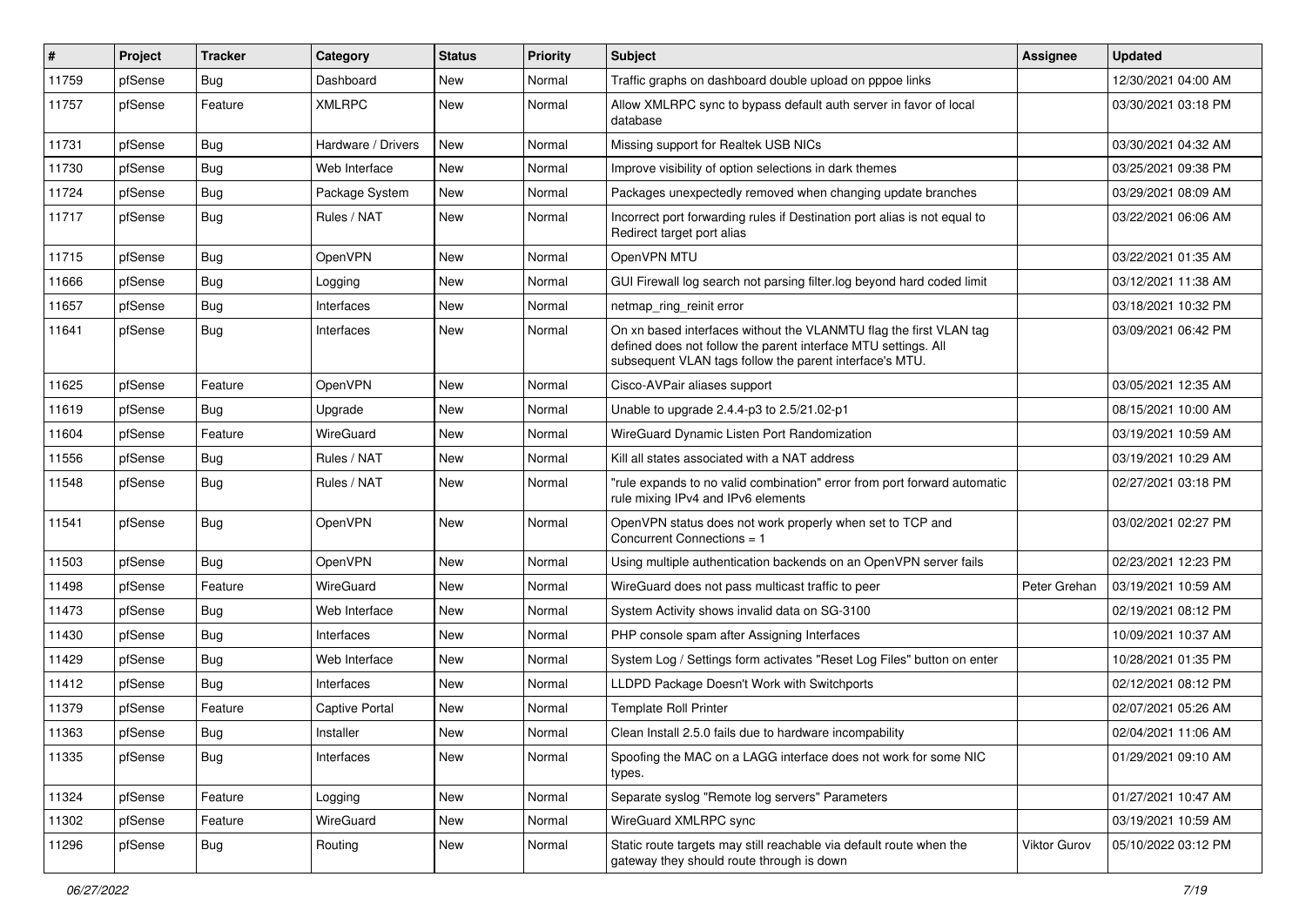| # | Project | Tracker | Category | Status | Priority | Subject | Assignee | Updated |
|---|---|---|---|---|---|---|---|---|
| 11759 | pfSense | Bug | Dashboard | New | Normal | Traffic graphs on dashboard double upload on pppoe links | | 12/30/2021 04:00 AM |
| 11757 | pfSense | Feature | XMLRPC | New | Normal | Allow XMLRPC sync to bypass default auth server in favor of local database | | 03/30/2021 03:18 PM |
| 11731 | pfSense | Bug | Hardware / Drivers | New | Normal | Missing support for Realtek USB NICs | | 03/30/2021 04:32 AM |
| 11730 | pfSense | Bug | Web Interface | New | Normal | Improve visibility of option selections in dark themes | | 03/25/2021 09:38 PM |
| 11724 | pfSense | Bug | Package System | New | Normal | Packages unexpectedly removed when changing update branches | | 03/29/2021 08:09 AM |
| 11717 | pfSense | Bug | Rules / NAT | New | Normal | Incorrect port forwarding rules if Destination port alias is not equal to Redirect target port alias | | 03/22/2021 06:06 AM |
| 11715 | pfSense | Bug | OpenVPN | New | Normal | OpenVPN MTU | | 03/22/2021 01:35 AM |
| 11666 | pfSense | Bug | Logging | New | Normal | GUI Firewall log search not parsing filter.log beyond hard coded limit | | 03/12/2021 11:38 AM |
| 11657 | pfSense | Bug | Interfaces | New | Normal | netmap_ring_reinit error | | 03/18/2021 10:32 PM |
| 11641 | pfSense | Bug | Interfaces | New | Normal | On xn based interfaces without the VLANMTU flag the first VLAN tag defined does not follow the parent interface MTU settings. All subsequent VLAN tags follow the parent interface's MTU. | | 03/09/2021 06:42 PM |
| 11625 | pfSense | Feature | OpenVPN | New | Normal | Cisco-AVPair aliases support | | 03/05/2021 12:35 AM |
| 11619 | pfSense | Bug | Upgrade | New | Normal | Unable to upgrade 2.4.4-p3 to 2.5/21.02-p1 | | 08/15/2021 10:00 AM |
| 11604 | pfSense | Feature | WireGuard | New | Normal | WireGuard Dynamic Listen Port Randomization | | 03/19/2021 10:59 AM |
| 11556 | pfSense | Bug | Rules / NAT | New | Normal | Kill all states associated with a NAT address | | 03/19/2021 10:29 AM |
| 11548 | pfSense | Bug | Rules / NAT | New | Normal | "rule expands to no valid combination" error from port forward automatic rule mixing IPv4 and IPv6 elements | | 02/27/2021 03:18 PM |
| 11541 | pfSense | Bug | OpenVPN | New | Normal | OpenVPN status does not work properly when set to TCP and Concurrent Connections = 1 | | 03/02/2021 02:27 PM |
| 11503 | pfSense | Bug | OpenVPN | New | Normal | Using multiple authentication backends on an OpenVPN server fails | | 02/23/2021 12:23 PM |
| 11498 | pfSense | Feature | WireGuard | New | Normal | WireGuard does not pass multicast traffic to peer | Peter Grehan | 03/19/2021 10:59 AM |
| 11473 | pfSense | Bug | Web Interface | New | Normal | System Activity shows invalid data on SG-3100 | | 02/19/2021 08:12 PM |
| 11430 | pfSense | Bug | Interfaces | New | Normal | PHP console spam after Assigning Interfaces | | 10/09/2021 10:37 AM |
| 11429 | pfSense | Bug | Web Interface | New | Normal | System Log / Settings form activates "Reset Log Files" button on enter | | 10/28/2021 01:35 PM |
| 11412 | pfSense | Bug | Interfaces | New | Normal | LLDPD Package Doesn't Work with Switchports | | 02/12/2021 08:12 PM |
| 11379 | pfSense | Feature | Captive Portal | New | Normal | Template Roll Printer | | 02/07/2021 05:26 AM |
| 11363 | pfSense | Bug | Installer | New | Normal | Clean Install 2.5.0 fails due to hardware incompability | | 02/04/2021 11:06 AM |
| 11335 | pfSense | Bug | Interfaces | New | Normal | Spoofing the MAC on a LAGG interface does not work for some NIC types. | | 01/29/2021 09:10 AM |
| 11324 | pfSense | Feature | Logging | New | Normal | Separate syslog "Remote log servers" Parameters | | 01/27/2021 10:47 AM |
| 11302 | pfSense | Feature | WireGuard | New | Normal | WireGuard XMLRPC sync | | 03/19/2021 10:59 AM |
| 11296 | pfSense | Bug | Routing | New | Normal | Static route targets may still reachable via default route when the gateway they should route through is down | Viktor Gurov | 05/10/2022 03:12 PM |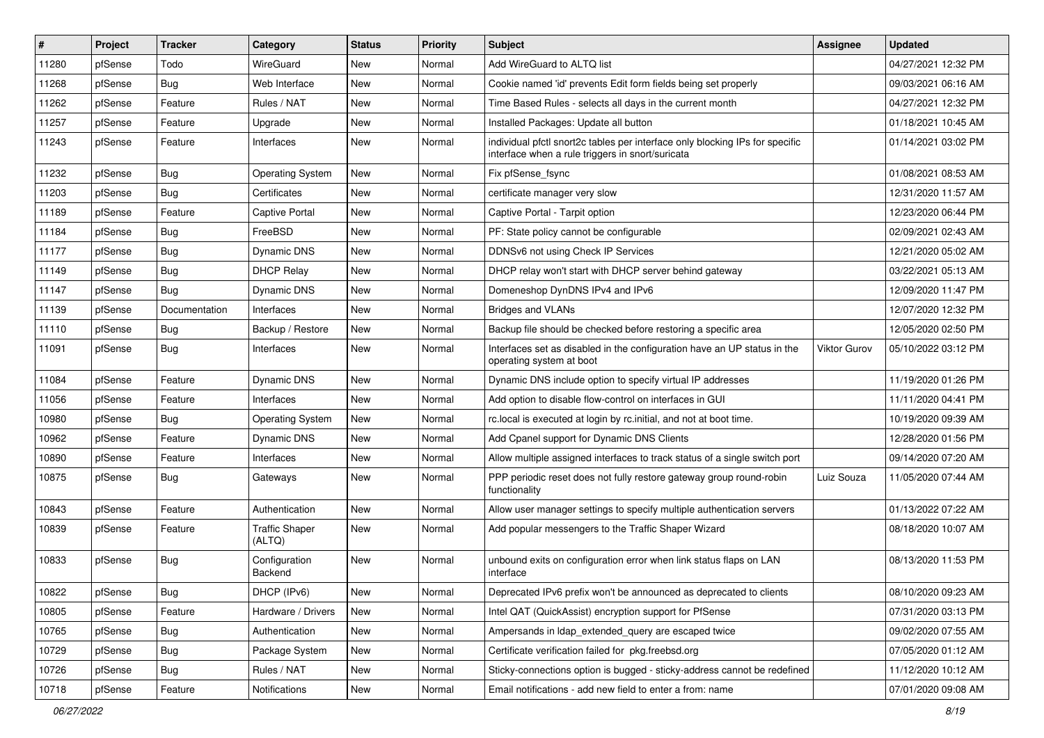| # | Project | Tracker | Category | Status | Priority | Subject | Assignee | Updated |
|---|---|---|---|---|---|---|---|---|
| 11280 | pfSense | Todo | WireGuard | New | Normal | Add WireGuard to ALTQ list | | 04/27/2021 12:32 PM |
| 11268 | pfSense | Bug | Web Interface | New | Normal | Cookie named 'id' prevents Edit form fields being set properly | | 09/03/2021 06:16 AM |
| 11262 | pfSense | Feature | Rules / NAT | New | Normal | Time Based Rules - selects all days in the current month | | 04/27/2021 12:32 PM |
| 11257 | pfSense | Feature | Upgrade | New | Normal | Installed Packages: Update all button | | 01/18/2021 10:45 AM |
| 11243 | pfSense | Feature | Interfaces | New | Normal | individual pfctl snort2c tables per interface only blocking IPs for specific interface when a rule triggers in snort/suricata | | 01/14/2021 03:02 PM |
| 11232 | pfSense | Bug | Operating System | New | Normal | Fix pfSense_fsync | | 01/08/2021 08:53 AM |
| 11203 | pfSense | Bug | Certificates | New | Normal | certificate manager very slow | | 12/31/2020 11:57 AM |
| 11189 | pfSense | Feature | Captive Portal | New | Normal | Captive Portal - Tarpit option | | 12/23/2020 06:44 PM |
| 11184 | pfSense | Bug | FreeBSD | New | Normal | PF: State policy cannot be configurable | | 02/09/2021 02:43 AM |
| 11177 | pfSense | Bug | Dynamic DNS | New | Normal | DDNSv6 not using Check IP Services | | 12/21/2020 05:02 AM |
| 11149 | pfSense | Bug | DHCP Relay | New | Normal | DHCP relay won't start with DHCP server behind gateway | | 03/22/2021 05:13 AM |
| 11147 | pfSense | Bug | Dynamic DNS | New | Normal | Domeneshop DynDNS IPv4 and IPv6 | | 12/09/2020 11:47 PM |
| 11139 | pfSense | Documentation | Interfaces | New | Normal | Bridges and VLANs | | 12/07/2020 12:32 PM |
| 11110 | pfSense | Bug | Backup / Restore | New | Normal | Backup file should be checked before restoring a specific area | | 12/05/2020 02:50 PM |
| 11091 | pfSense | Bug | Interfaces | New | Normal | Interfaces set as disabled in the configuration have an UP status in the operating system at boot | Viktor Gurov | 05/10/2022 03:12 PM |
| 11084 | pfSense | Feature | Dynamic DNS | New | Normal | Dynamic DNS include option to specify virtual IP addresses | | 11/19/2020 01:26 PM |
| 11056 | pfSense | Feature | Interfaces | New | Normal | Add option to disable flow-control on interfaces in GUI | | 11/11/2020 04:41 PM |
| 10980 | pfSense | Bug | Operating System | New | Normal | rc.local is executed at login by rc.initial, and not at boot time. | | 10/19/2020 09:39 AM |
| 10962 | pfSense | Feature | Dynamic DNS | New | Normal | Add Cpanel support for Dynamic DNS Clients | | 12/28/2020 01:56 PM |
| 10890 | pfSense | Feature | Interfaces | New | Normal | Allow multiple assigned interfaces to track status of a single switch port | | 09/14/2020 07:20 AM |
| 10875 | pfSense | Bug | Gateways | New | Normal | PPP periodic reset does not fully restore gateway group round-robin functionality | Luiz Souza | 11/05/2020 07:44 AM |
| 10843 | pfSense | Feature | Authentication | New | Normal | Allow user manager settings to specify multiple authentication servers | | 01/13/2022 07:22 AM |
| 10839 | pfSense | Feature | Traffic Shaper (ALTQ) | New | Normal | Add popular messengers to the Traffic Shaper Wizard | | 08/18/2020 10:07 AM |
| 10833 | pfSense | Bug | Configuration Backend | New | Normal | unbound exits on configuration error when link status flaps on LAN interface | | 08/13/2020 11:53 PM |
| 10822 | pfSense | Bug | DHCP (IPv6) | New | Normal | Deprecated IPv6 prefix won't be announced as deprecated to clients | | 08/10/2020 09:23 AM |
| 10805 | pfSense | Feature | Hardware / Drivers | New | Normal | Intel QAT (QuickAssist) encryption support for PfSense | | 07/31/2020 03:13 PM |
| 10765 | pfSense | Bug | Authentication | New | Normal | Ampersands in ldap_extended_query are escaped twice | | 09/02/2020 07:55 AM |
| 10729 | pfSense | Bug | Package System | New | Normal | Certificate verification failed for pkg.freebsd.org | | 07/05/2020 01:12 AM |
| 10726 | pfSense | Bug | Rules / NAT | New | Normal | Sticky-connections option is bugged - sticky-address cannot be redefined | | 11/12/2020 10:12 AM |
| 10718 | pfSense | Feature | Notifications | New | Normal | Email notifications - add new field to enter a from: name | | 07/01/2020 09:08 AM |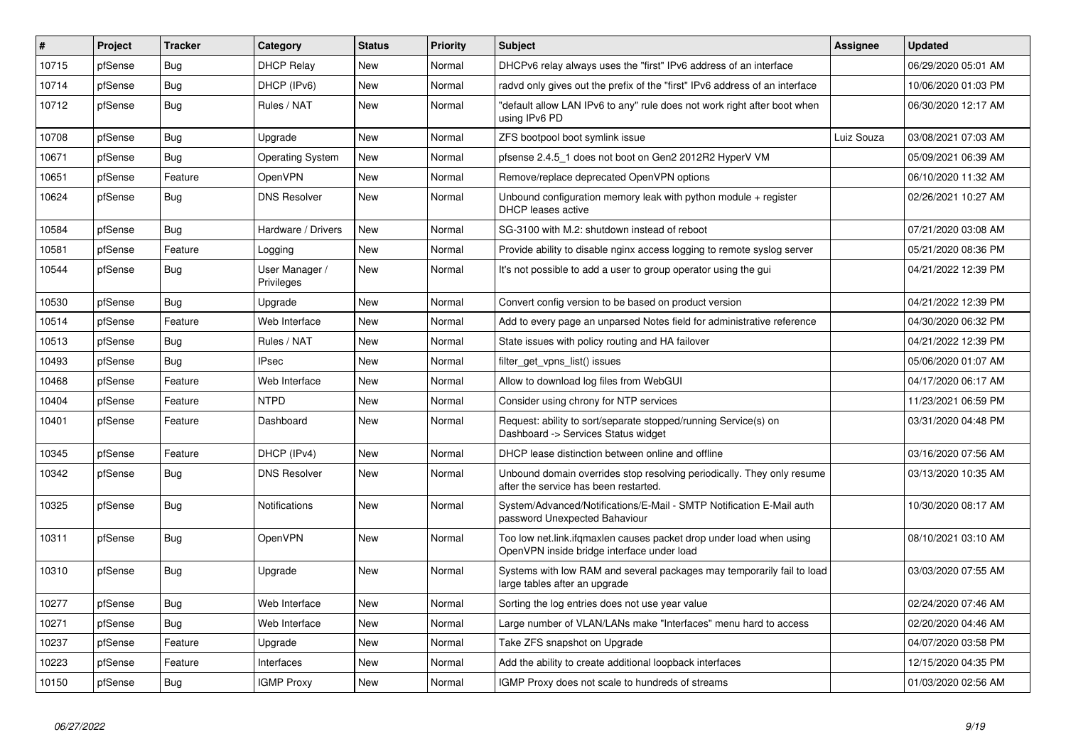| # | Project | Tracker | Category | Status | Priority | Subject | Assignee | Updated |
|---|---|---|---|---|---|---|---|---|
| 10715 | pfSense | Bug | DHCP Relay | New | Normal | DHCPv6 relay always uses the "first" IPv6 address of an interface | | 06/29/2020 05:01 AM |
| 10714 | pfSense | Bug | DHCP (IPv6) | New | Normal | radvd only gives out the prefix of the "first" IPv6 address of an interface | | 10/06/2020 01:03 PM |
| 10712 | pfSense | Bug | Rules / NAT | New | Normal | "default allow LAN IPv6 to any" rule does not work right after boot when using IPv6 PD | | 06/30/2020 12:17 AM |
| 10708 | pfSense | Bug | Upgrade | New | Normal | ZFS bootpool boot symlink issue | Luiz Souza | 03/08/2021 07:03 AM |
| 10671 | pfSense | Bug | Operating System | New | Normal | pfsense 2.4.5_1 does not boot on Gen2 2012R2 HyperV VM | | 05/09/2021 06:39 AM |
| 10651 | pfSense | Feature | OpenVPN | New | Normal | Remove/replace deprecated OpenVPN options | | 06/10/2020 11:32 AM |
| 10624 | pfSense | Bug | DNS Resolver | New | Normal | Unbound configuration memory leak with python module + register DHCP leases active | | 02/26/2021 10:27 AM |
| 10584 | pfSense | Bug | Hardware / Drivers | New | Normal | SG-3100 with M.2: shutdown instead of reboot | | 07/21/2020 03:08 AM |
| 10581 | pfSense | Feature | Logging | New | Normal | Provide ability to disable nginx access logging to remote syslog server | | 05/21/2020 08:36 PM |
| 10544 | pfSense | Bug | User Manager / Privileges | New | Normal | It's not possible to add a user to group operator using the gui | | 04/21/2022 12:39 PM |
| 10530 | pfSense | Bug | Upgrade | New | Normal | Convert config version to be based on product version | | 04/21/2022 12:39 PM |
| 10514 | pfSense | Feature | Web Interface | New | Normal | Add to every page an unparsed Notes field for administrative reference | | 04/30/2020 06:32 PM |
| 10513 | pfSense | Bug | Rules / NAT | New | Normal | State issues with policy routing and HA failover | | 04/21/2022 12:39 PM |
| 10493 | pfSense | Bug | IPsec | New | Normal | filter_get_vpns_list() issues | | 05/06/2020 01:07 AM |
| 10468 | pfSense | Feature | Web Interface | New | Normal | Allow to download log files from WebGUI | | 04/17/2020 06:17 AM |
| 10404 | pfSense | Feature | NTPD | New | Normal | Consider using chrony for NTP services | | 11/23/2021 06:59 PM |
| 10401 | pfSense | Feature | Dashboard | New | Normal | Request: ability to sort/separate stopped/running Service(s) on Dashboard -> Services Status widget | | 03/31/2020 04:48 PM |
| 10345 | pfSense | Feature | DHCP (IPv4) | New | Normal | DHCP lease distinction between online and offline | | 03/16/2020 07:56 AM |
| 10342 | pfSense | Bug | DNS Resolver | New | Normal | Unbound domain overrides stop resolving periodically. They only resume after the service has been restarted. | | 03/13/2020 10:35 AM |
| 10325 | pfSense | Bug | Notifications | New | Normal | System/Advanced/Notifications/E-Mail - SMTP Notification E-Mail auth password Unexpected Bahaviour | | 10/30/2020 08:17 AM |
| 10311 | pfSense | Bug | OpenVPN | New | Normal | Too low net.link.ifqmaxlen causes packet drop under load when using OpenVPN inside bridge interface under load | | 08/10/2021 03:10 AM |
| 10310 | pfSense | Bug | Upgrade | New | Normal | Systems with low RAM and several packages may temporarily fail to load large tables after an upgrade | | 03/03/2020 07:55 AM |
| 10277 | pfSense | Bug | Web Interface | New | Normal | Sorting the log entries does not use year value | | 02/24/2020 07:46 AM |
| 10271 | pfSense | Bug | Web Interface | New | Normal | Large number of VLAN/LANs make "Interfaces" menu hard to access | | 02/20/2020 04:46 AM |
| 10237 | pfSense | Feature | Upgrade | New | Normal | Take ZFS snapshot on Upgrade | | 04/07/2020 03:58 PM |
| 10223 | pfSense | Feature | Interfaces | New | Normal | Add the ability to create additional loopback interfaces | | 12/15/2020 04:35 PM |
| 10150 | pfSense | Bug | IGMP Proxy | New | Normal | IGMP Proxy does not scale to hundreds of streams | | 01/03/2020 02:56 AM |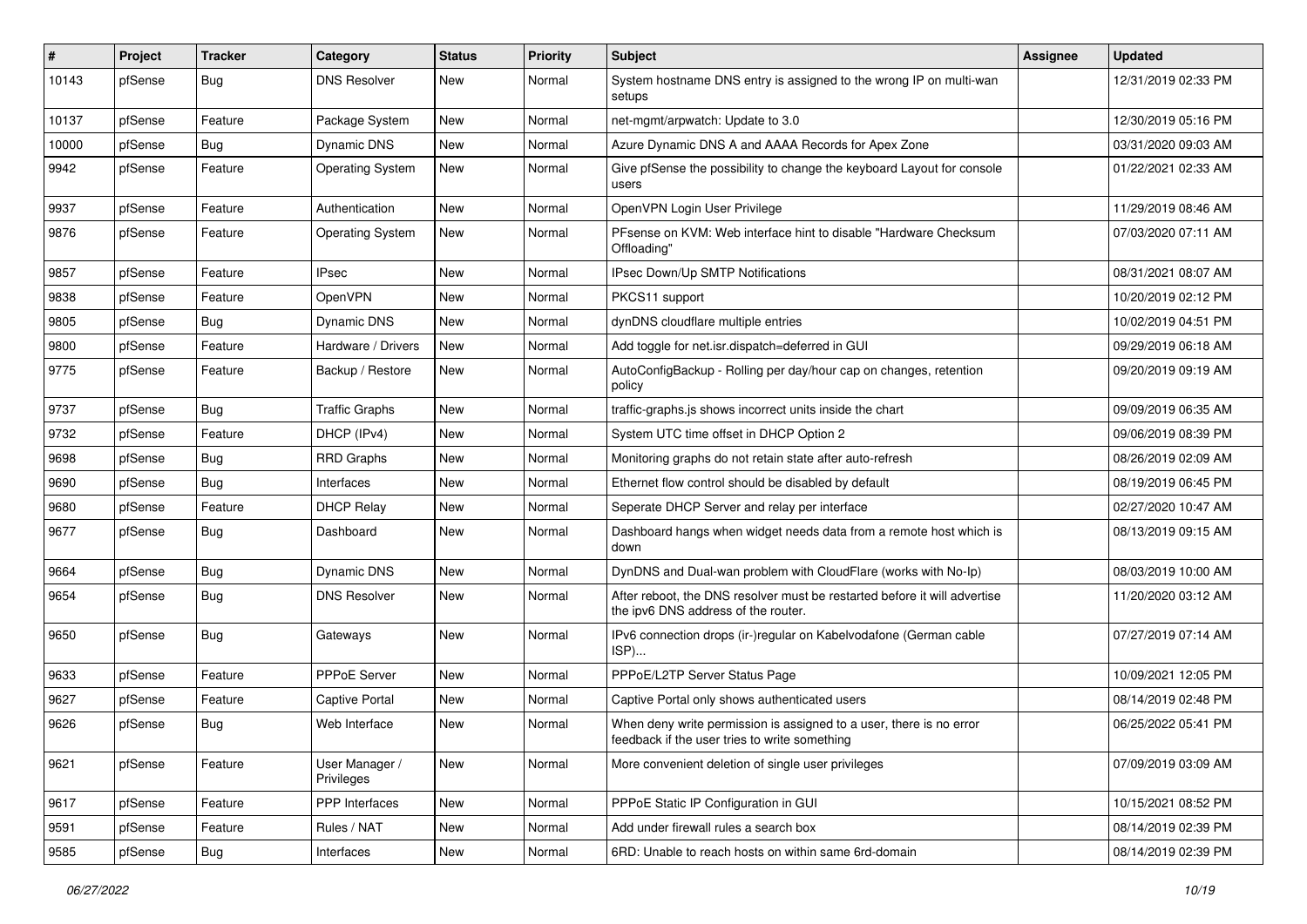| # | Project | Tracker | Category | Status | Priority | Subject | Assignee | Updated |
|---|---|---|---|---|---|---|---|---|
| 10143 | pfSense | Bug | DNS Resolver | New | Normal | System hostname DNS entry is assigned to the wrong IP on multi-wan setups | | 12/31/2019 02:33 PM |
| 10137 | pfSense | Feature | Package System | New | Normal | net-mgmt/arpwatch: Update to 3.0 | | 12/30/2019 05:16 PM |
| 10000 | pfSense | Bug | Dynamic DNS | New | Normal | Azure Dynamic DNS A and AAAA Records for Apex Zone | | 03/31/2020 09:03 AM |
| 9942 | pfSense | Feature | Operating System | New | Normal | Give pfSense the possibility to change the keyboard Layout for console users | | 01/22/2021 02:33 AM |
| 9937 | pfSense | Feature | Authentication | New | Normal | OpenVPN Login User Privilege | | 11/29/2019 08:46 AM |
| 9876 | pfSense | Feature | Operating System | New | Normal | PFsense on KVM: Web interface hint to disable "Hardware Checksum Offloading" | | 07/03/2020 07:11 AM |
| 9857 | pfSense | Feature | IPsec | New | Normal | IPsec Down/Up SMTP Notifications | | 08/31/2021 08:07 AM |
| 9838 | pfSense | Feature | OpenVPN | New | Normal | PKCS11 support | | 10/20/2019 02:12 PM |
| 9805 | pfSense | Bug | Dynamic DNS | New | Normal | dynDNS cloudflare multiple entries | | 10/02/2019 04:51 PM |
| 9800 | pfSense | Feature | Hardware / Drivers | New | Normal | Add toggle for net.isr.dispatch=deferred in GUI | | 09/29/2019 06:18 AM |
| 9775 | pfSense | Feature | Backup / Restore | New | Normal | AutoConfigBackup - Rolling per day/hour cap on changes, retention policy | | 09/20/2019 09:19 AM |
| 9737 | pfSense | Bug | Traffic Graphs | New | Normal | traffic-graphs.js shows incorrect units inside the chart | | 09/09/2019 06:35 AM |
| 9732 | pfSense | Feature | DHCP (IPv4) | New | Normal | System UTC time offset in DHCP Option 2 | | 09/06/2019 08:39 PM |
| 9698 | pfSense | Bug | RRD Graphs | New | Normal | Monitoring graphs do not retain state after auto-refresh | | 08/26/2019 02:09 AM |
| 9690 | pfSense | Bug | Interfaces | New | Normal | Ethernet flow control should be disabled by default | | 08/19/2019 06:45 PM |
| 9680 | pfSense | Feature | DHCP Relay | New | Normal | Seperate DHCP Server and relay per interface | | 02/27/2020 10:47 AM |
| 9677 | pfSense | Bug | Dashboard | New | Normal | Dashboard hangs when widget needs data from a remote host which is down | | 08/13/2019 09:15 AM |
| 9664 | pfSense | Bug | Dynamic DNS | New | Normal | DynDNS and Dual-wan problem with CloudFlare (works with No-Ip) | | 08/03/2019 10:00 AM |
| 9654 | pfSense | Bug | DNS Resolver | New | Normal | After reboot, the DNS resolver must be restarted before it will advertise the ipv6 DNS address of the router. | | 11/20/2020 03:12 AM |
| 9650 | pfSense | Bug | Gateways | New | Normal | IPv6 connection drops (ir-)regular on Kabelvodafone (German cable ISP)... | | 07/27/2019 07:14 AM |
| 9633 | pfSense | Feature | PPPoE Server | New | Normal | PPPoE/L2TP Server Status Page | | 10/09/2021 12:05 PM |
| 9627 | pfSense | Feature | Captive Portal | New | Normal | Captive Portal only shows authenticated users | | 08/14/2019 02:48 PM |
| 9626 | pfSense | Bug | Web Interface | New | Normal | When deny write permission is assigned to a user, there is no error feedback if the user tries to write something | | 06/25/2022 05:41 PM |
| 9621 | pfSense | Feature | User Manager / Privileges | New | Normal | More convenient deletion of single user privileges | | 07/09/2019 03:09 AM |
| 9617 | pfSense | Feature | PPP Interfaces | New | Normal | PPPoE Static IP Configuration in GUI | | 10/15/2021 08:52 PM |
| 9591 | pfSense | Feature | Rules / NAT | New | Normal | Add under firewall rules a search box | | 08/14/2019 02:39 PM |
| 9585 | pfSense | Bug | Interfaces | New | Normal | 6RD: Unable to reach hosts on within same 6rd-domain | | 08/14/2019 02:39 PM |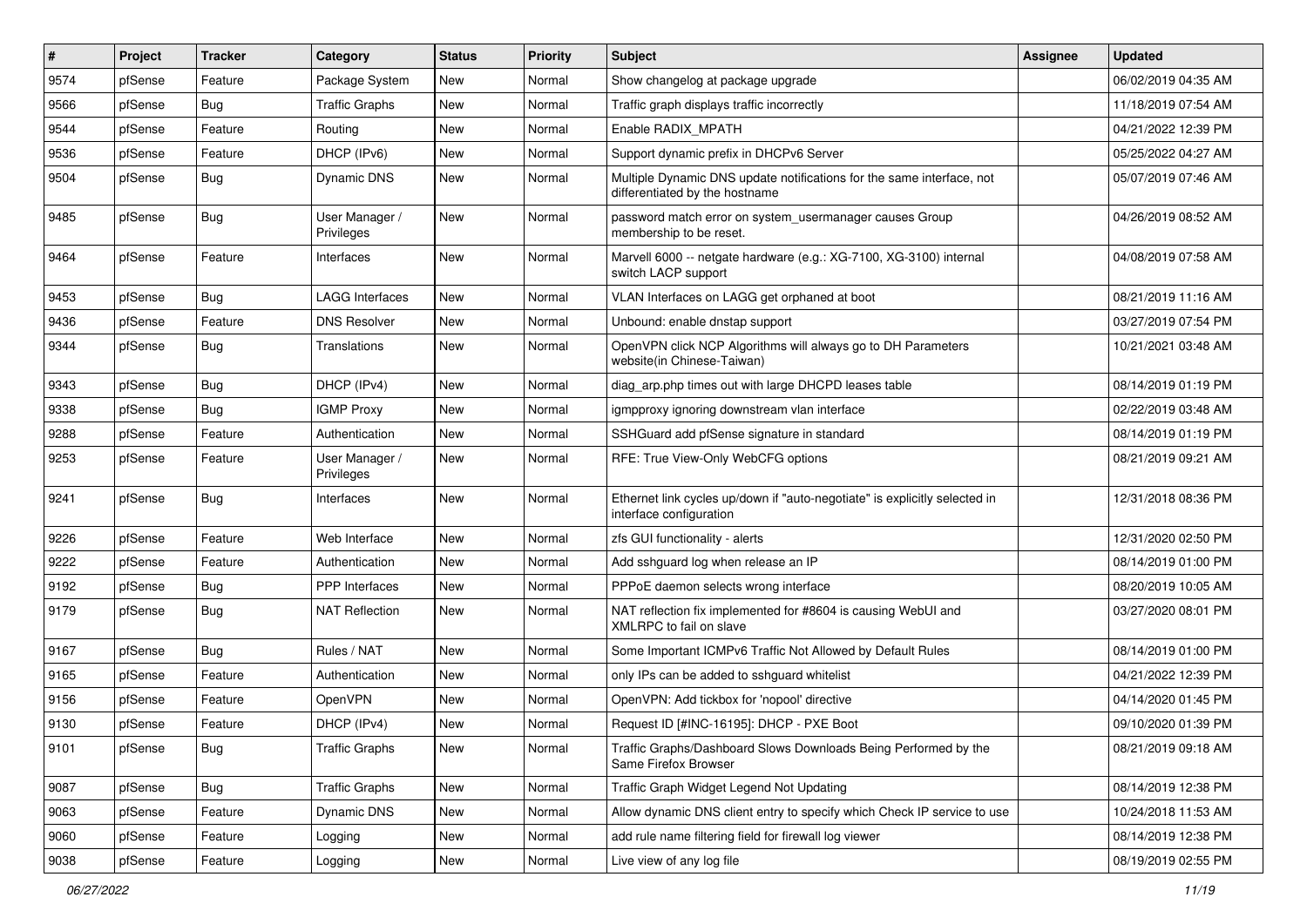| # | Project | Tracker | Category | Status | Priority | Subject | Assignee | Updated |
|---|---|---|---|---|---|---|---|---|
| 9574 | pfSense | Feature | Package System | New | Normal | Show changelog at package upgrade | | 06/02/2019 04:35 AM |
| 9566 | pfSense | Bug | Traffic Graphs | New | Normal | Traffic graph displays traffic incorrectly | | 11/18/2019 07:54 AM |
| 9544 | pfSense | Feature | Routing | New | Normal | Enable RADIX_MPATH | | 04/21/2022 12:39 PM |
| 9536 | pfSense | Feature | DHCP (IPv6) | New | Normal | Support dynamic prefix in DHCPv6 Server | | 05/25/2022 04:27 AM |
| 9504 | pfSense | Bug | Dynamic DNS | New | Normal | Multiple Dynamic DNS update notifications for the same interface, not differentiated by the hostname | | 05/07/2019 07:46 AM |
| 9485 | pfSense | Bug | User Manager / Privileges | New | Normal | password match error on system_usermanager causes Group membership to be reset. | | 04/26/2019 08:52 AM |
| 9464 | pfSense | Feature | Interfaces | New | Normal | Marvell 6000 -- netgate hardware (e.g.: XG-7100, XG-3100) internal switch LACP support | | 04/08/2019 07:58 AM |
| 9453 | pfSense | Bug | LAGG Interfaces | New | Normal | VLAN Interfaces on LAGG get orphaned at boot | | 08/21/2019 11:16 AM |
| 9436 | pfSense | Feature | DNS Resolver | New | Normal | Unbound: enable dnstap support | | 03/27/2019 07:54 PM |
| 9344 | pfSense | Bug | Translations | New | Normal | OpenVPN click NCP Algorithms will always go to DH Parameters website(in Chinese-Taiwan) | | 10/21/2021 03:48 AM |
| 9343 | pfSense | Bug | DHCP (IPv4) | New | Normal | diag_arp.php times out with large DHCPD leases table | | 08/14/2019 01:19 PM |
| 9338 | pfSense | Bug | IGMP Proxy | New | Normal | igmpproxy ignoring downstream vlan interface | | 02/22/2019 03:48 AM |
| 9288 | pfSense | Feature | Authentication | New | Normal | SSHGuard add pfSense signature in standard | | 08/14/2019 01:19 PM |
| 9253 | pfSense | Feature | User Manager / Privileges | New | Normal | RFE: True View-Only WebCFG options | | 08/21/2019 09:21 AM |
| 9241 | pfSense | Bug | Interfaces | New | Normal | Ethernet link cycles up/down if "auto-negotiate" is explicitly selected in interface configuration | | 12/31/2018 08:36 PM |
| 9226 | pfSense | Feature | Web Interface | New | Normal | zfs GUI functionality - alerts | | 12/31/2020 02:50 PM |
| 9222 | pfSense | Feature | Authentication | New | Normal | Add sshguard log when release an IP | | 08/14/2019 01:00 PM |
| 9192 | pfSense | Bug | PPP Interfaces | New | Normal | PPPoE daemon selects wrong interface | | 08/20/2019 10:05 AM |
| 9179 | pfSense | Bug | NAT Reflection | New | Normal | NAT reflection fix implemented for #8604 is causing WebUI and XMLRPC to fail on slave | | 03/27/2020 08:01 PM |
| 9167 | pfSense | Bug | Rules / NAT | New | Normal | Some Important ICMPv6 Traffic Not Allowed by Default Rules | | 08/14/2019 01:00 PM |
| 9165 | pfSense | Feature | Authentication | New | Normal | only IPs can be added to sshguard whitelist | | 04/21/2022 12:39 PM |
| 9156 | pfSense | Feature | OpenVPN | New | Normal | OpenVPN: Add tickbox for 'nopool' directive | | 04/14/2020 01:45 PM |
| 9130 | pfSense | Feature | DHCP (IPv4) | New | Normal | Request ID [#INC-16195]: DHCP - PXE Boot | | 09/10/2020 01:39 PM |
| 9101 | pfSense | Bug | Traffic Graphs | New | Normal | Traffic Graphs/Dashboard Slows Downloads Being Performed by the Same Firefox Browser | | 08/21/2019 09:18 AM |
| 9087 | pfSense | Bug | Traffic Graphs | New | Normal | Traffic Graph Widget Legend Not Updating | | 08/14/2019 12:38 PM |
| 9063 | pfSense | Feature | Dynamic DNS | New | Normal | Allow dynamic DNS client entry to specify which Check IP service to use | | 10/24/2018 11:53 AM |
| 9060 | pfSense | Feature | Logging | New | Normal | add rule name filtering field for firewall log viewer | | 08/14/2019 12:38 PM |
| 9038 | pfSense | Feature | Logging | New | Normal | Live view of any log file | | 08/19/2019 02:55 PM |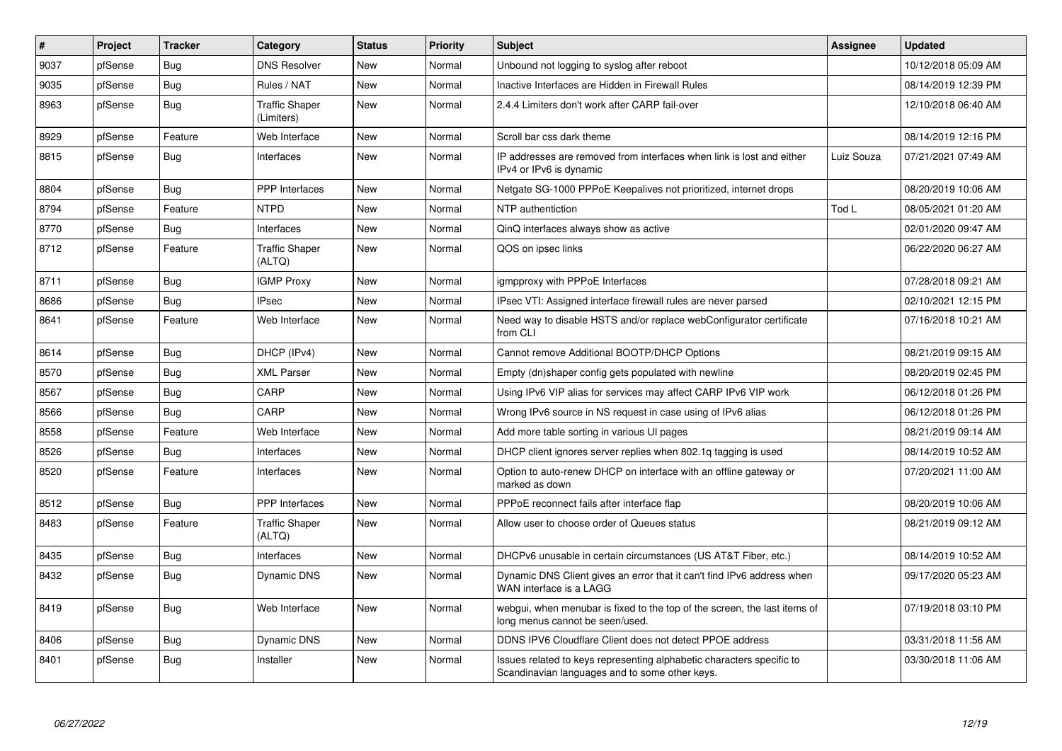| # | Project | Tracker | Category | Status | Priority | Subject | Assignee | Updated |
|---|---|---|---|---|---|---|---|---|
| 9037 | pfSense | Bug | DNS Resolver | New | Normal | Unbound not logging to syslog after reboot | | 10/12/2018 05:09 AM |
| 9035 | pfSense | Bug | Rules / NAT | New | Normal | Inactive Interfaces are Hidden in Firewall Rules | | 08/14/2019 12:39 PM |
| 8963 | pfSense | Bug | Traffic Shaper (Limiters) | New | Normal | 2.4.4 Limiters don't work after CARP fail-over | | 12/10/2018 06:40 AM |
| 8929 | pfSense | Feature | Web Interface | New | Normal | Scroll bar css dark theme | | 08/14/2019 12:16 PM |
| 8815 | pfSense | Bug | Interfaces | New | Normal | IP addresses are removed from interfaces when link is lost and either IPv4 or IPv6 is dynamic | Luiz Souza | 07/21/2021 07:49 AM |
| 8804 | pfSense | Bug | PPP Interfaces | New | Normal | Netgate SG-1000 PPPoE Keepalives not prioritized, internet drops | | 08/20/2019 10:06 AM |
| 8794 | pfSense | Feature | NTPD | New | Normal | NTP authentiction | Tod L | 08/05/2021 01:20 AM |
| 8770 | pfSense | Bug | Interfaces | New | Normal | QinQ interfaces always show as active | | 02/01/2020 09:47 AM |
| 8712 | pfSense | Feature | Traffic Shaper (ALTQ) | New | Normal | QOS on ipsec links | | 06/22/2020 06:27 AM |
| 8711 | pfSense | Bug | IGMP Proxy | New | Normal | igmpproxy with PPPoE Interfaces | | 07/28/2018 09:21 AM |
| 8686 | pfSense | Bug | IPsec | New | Normal | IPsec VTI: Assigned interface firewall rules are never parsed | | 02/10/2021 12:15 PM |
| 8641 | pfSense | Feature | Web Interface | New | Normal | Need way to disable HSTS and/or replace webConfigurator certificate from CLI | | 07/16/2018 10:21 AM |
| 8614 | pfSense | Bug | DHCP (IPv4) | New | Normal | Cannot remove Additional BOOTP/DHCP Options | | 08/21/2019 09:15 AM |
| 8570 | pfSense | Bug | XML Parser | New | Normal | Empty (dn)shaper config gets populated with newline | | 08/20/2019 02:45 PM |
| 8567 | pfSense | Bug | CARP | New | Normal | Using IPv6 VIP alias for services may affect CARP IPv6 VIP work | | 06/12/2018 01:26 PM |
| 8566 | pfSense | Bug | CARP | New | Normal | Wrong IPv6 source in NS request in case using of IPv6 alias | | 06/12/2018 01:26 PM |
| 8558 | pfSense | Feature | Web Interface | New | Normal | Add more table sorting in various UI pages | | 08/21/2019 09:14 AM |
| 8526 | pfSense | Bug | Interfaces | New | Normal | DHCP client ignores server replies when 802.1q tagging is used | | 08/14/2019 10:52 AM |
| 8520 | pfSense | Feature | Interfaces | New | Normal | Option to auto-renew DHCP on interface with an offline gateway or marked as down | | 07/20/2021 11:00 AM |
| 8512 | pfSense | Bug | PPP Interfaces | New | Normal | PPPoE reconnect fails after interface flap | | 08/20/2019 10:06 AM |
| 8483 | pfSense | Feature | Traffic Shaper (ALTQ) | New | Normal | Allow user to choose order of Queues status | | 08/21/2019 09:12 AM |
| 8435 | pfSense | Bug | Interfaces | New | Normal | DHCPv6 unusable in certain circumstances (US AT&T Fiber, etc.) | | 08/14/2019 10:52 AM |
| 8432 | pfSense | Bug | Dynamic DNS | New | Normal | Dynamic DNS Client gives an error that it can't find IPv6 address when WAN interface is a LAGG | | 09/17/2020 05:23 AM |
| 8419 | pfSense | Bug | Web Interface | New | Normal | webgui, when menubar is fixed to the top of the screen, the last items of long menus cannot be seen/used. | | 07/19/2018 03:10 PM |
| 8406 | pfSense | Bug | Dynamic DNS | New | Normal | DDNS IPV6 Cloudflare Client does not detect PPOE address | | 03/31/2018 11:56 AM |
| 8401 | pfSense | Bug | Installer | New | Normal | Issues related to keys representing alphabetic characters specific to Scandinavian languages and to some other keys. | | 03/30/2018 11:06 AM |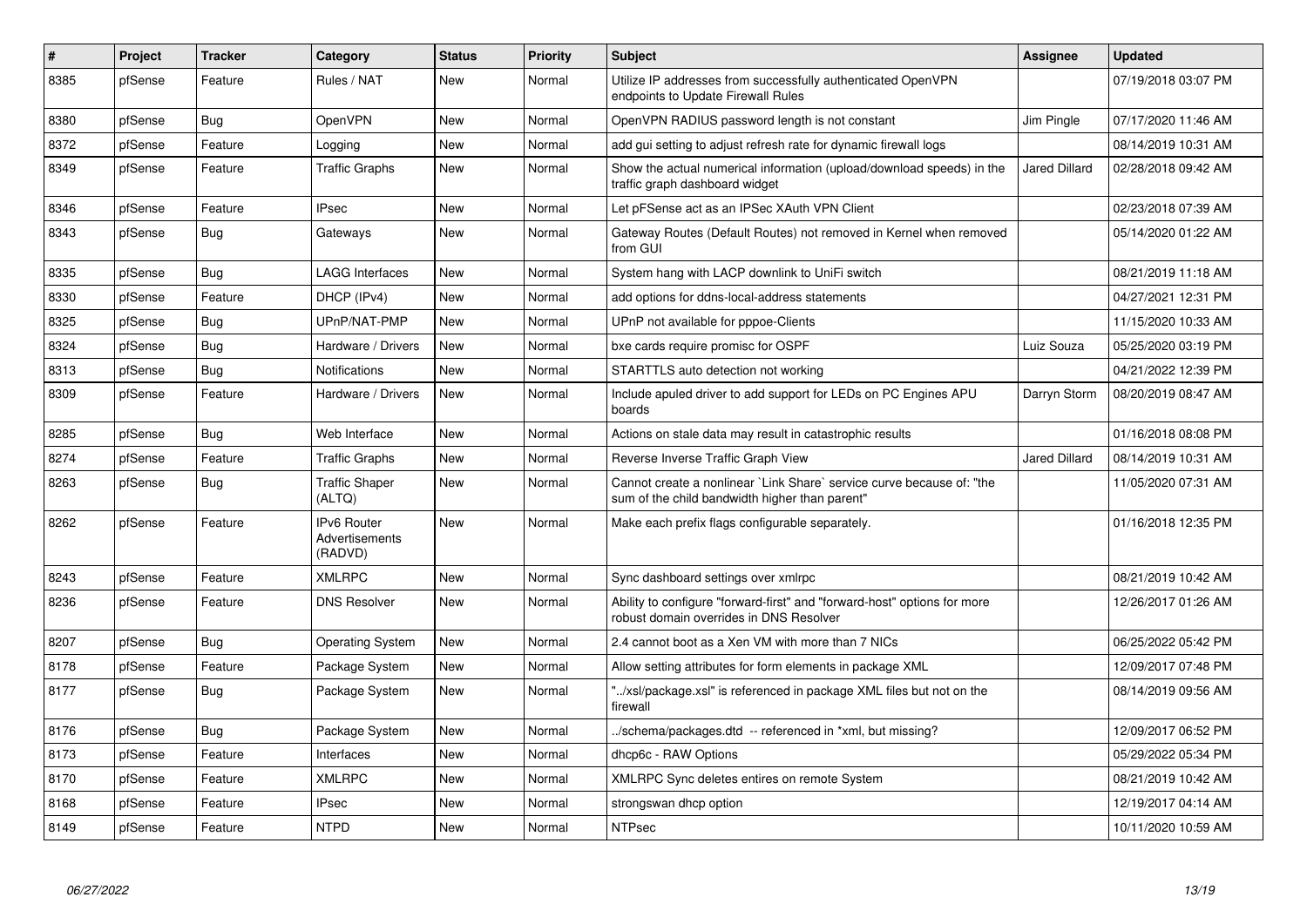| # | Project | Tracker | Category | Status | Priority | Subject | Assignee | Updated |
|---|---|---|---|---|---|---|---|---|
| 8385 | pfSense | Feature | Rules / NAT | New | Normal | Utilize IP addresses from successfully authenticated OpenVPN endpoints to Update Firewall Rules | | 07/19/2018 03:07 PM |
| 8380 | pfSense | Bug | OpenVPN | New | Normal | OpenVPN RADIUS password length is not constant | Jim Pingle | 07/17/2020 11:46 AM |
| 8372 | pfSense | Feature | Logging | New | Normal | add gui setting to adjust refresh rate for dynamic firewall logs | | 08/14/2019 10:31 AM |
| 8349 | pfSense | Feature | Traffic Graphs | New | Normal | Show the actual numerical information (upload/download speeds) in the traffic graph dashboard widget | Jared Dillard | 02/28/2018 09:42 AM |
| 8346 | pfSense | Feature | IPsec | New | Normal | Let pFSense act as an IPSec XAuth VPN Client | | 02/23/2018 07:39 AM |
| 8343 | pfSense | Bug | Gateways | New | Normal | Gateway Routes (Default Routes) not removed in Kernel when removed from GUI | | 05/14/2020 01:22 AM |
| 8335 | pfSense | Bug | LAGG Interfaces | New | Normal | System hang with LACP downlink to UniFi switch | | 08/21/2019 11:18 AM |
| 8330 | pfSense | Feature | DHCP (IPv4) | New | Normal | add options for ddns-local-address statements | | 04/27/2021 12:31 PM |
| 8325 | pfSense | Bug | UPnP/NAT-PMP | New | Normal | UPnP not available for pppoe-Clients | | 11/15/2020 10:33 AM |
| 8324 | pfSense | Bug | Hardware / Drivers | New | Normal | bxe cards require promisc for OSPF | Luiz Souza | 05/25/2020 03:19 PM |
| 8313 | pfSense | Bug | Notifications | New | Normal | STARTTLS auto detection not working | | 04/21/2022 12:39 PM |
| 8309 | pfSense | Feature | Hardware / Drivers | New | Normal | Include apuled driver to add support for LEDs on PC Engines APU boards | Darryn Storm | 08/20/2019 08:47 AM |
| 8285 | pfSense | Bug | Web Interface | New | Normal | Actions on stale data may result in catastrophic results | | 01/16/2018 08:08 PM |
| 8274 | pfSense | Feature | Traffic Graphs | New | Normal | Reverse Inverse Traffic Graph View | Jared Dillard | 08/14/2019 10:31 AM |
| 8263 | pfSense | Bug | Traffic Shaper (ALTQ) | New | Normal | Cannot create a nonlinear `Link Share` service curve because of: "the sum of the child bandwidth higher than parent" | | 11/05/2020 07:31 AM |
| 8262 | pfSense | Feature | IPv6 Router Advertisements (RADVD) | New | Normal | Make each prefix flags configurable separately. | | 01/16/2018 12:35 PM |
| 8243 | pfSense | Feature | XMLRPC | New | Normal | Sync dashboard settings over xmlrpc | | 08/21/2019 10:42 AM |
| 8236 | pfSense | Feature | DNS Resolver | New | Normal | Ability to configure "forward-first" and "forward-host" options for more robust domain overrides in DNS Resolver | | 12/26/2017 01:26 AM |
| 8207 | pfSense | Bug | Operating System | New | Normal | 2.4 cannot boot as a Xen VM with more than 7 NICs | | 06/25/2022 05:42 PM |
| 8178 | pfSense | Feature | Package System | New | Normal | Allow setting attributes for form elements in package XML | | 12/09/2017 07:48 PM |
| 8177 | pfSense | Bug | Package System | New | Normal | "../xsl/package.xsl" is referenced in package XML files but not on the firewall | | 08/14/2019 09:56 AM |
| 8176 | pfSense | Bug | Package System | New | Normal | ../schema/packages.dtd -- referenced in *xml, but missing? | | 12/09/2017 06:52 PM |
| 8173 | pfSense | Feature | Interfaces | New | Normal | dhcp6c - RAW Options | | 05/29/2022 05:34 PM |
| 8170 | pfSense | Feature | XMLRPC | New | Normal | XMLRPC Sync deletes entires on remote System | | 08/21/2019 10:42 AM |
| 8168 | pfSense | Feature | IPsec | New | Normal | strongswan dhcp option | | 12/19/2017 04:14 AM |
| 8149 | pfSense | Feature | NTPD | New | Normal | NTPsec | | 10/11/2020 10:59 AM |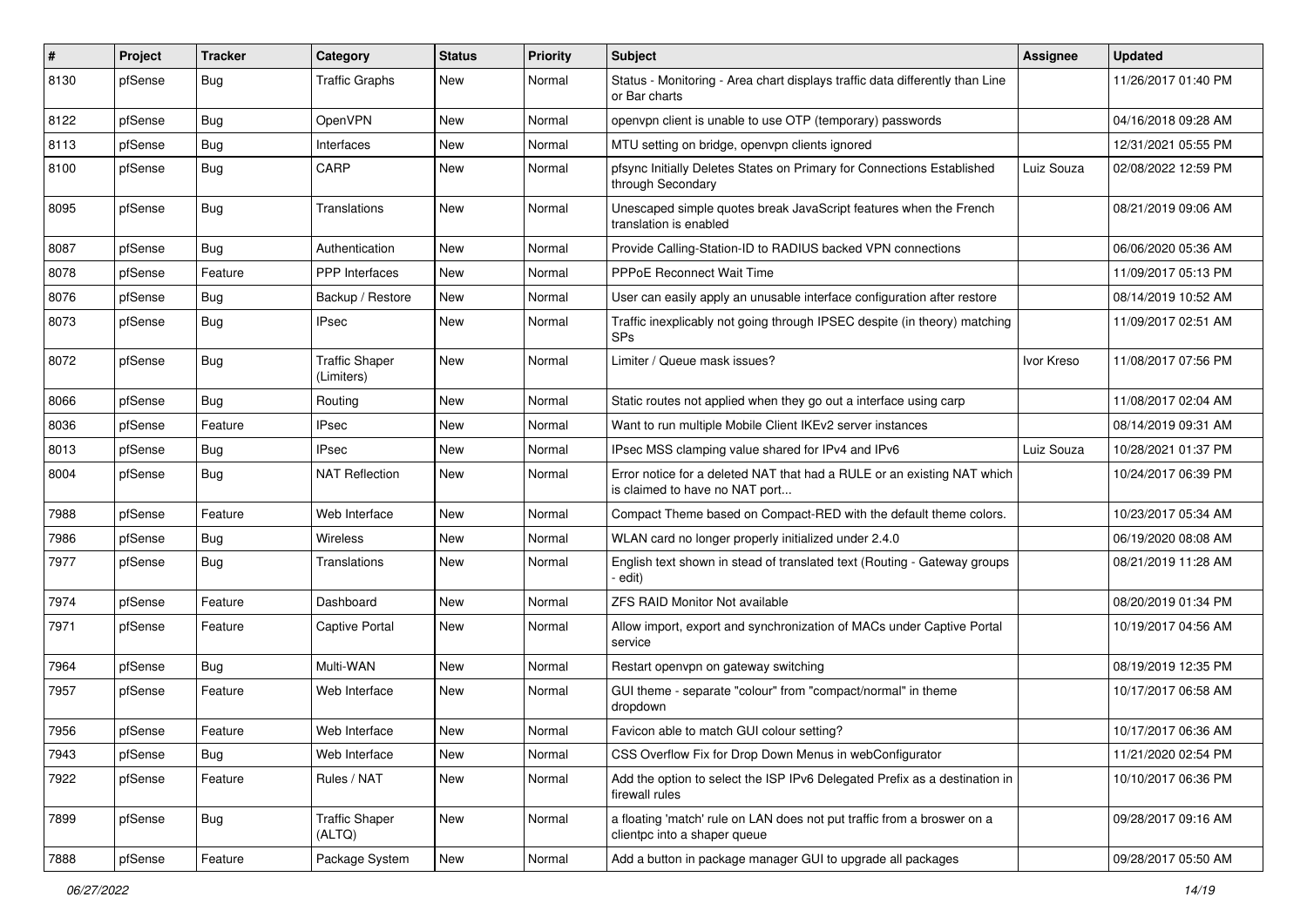| # | Project | Tracker | Category | Status | Priority | Subject | Assignee | Updated |
|---|---|---|---|---|---|---|---|---|
| 8130 | pfSense | Bug | Traffic Graphs | New | Normal | Status - Monitoring - Area chart displays traffic data differently than Line or Bar charts | | 11/26/2017 01:40 PM |
| 8122 | pfSense | Bug | OpenVPN | New | Normal | openvpn client is unable to use OTP (temporary) passwords | | 04/16/2018 09:28 AM |
| 8113 | pfSense | Bug | Interfaces | New | Normal | MTU setting on bridge, openvpn clients ignored | | 12/31/2021 05:55 PM |
| 8100 | pfSense | Bug | CARP | New | Normal | pfsync Initially Deletes States on Primary for Connections Established through Secondary | Luiz Souza | 02/08/2022 12:59 PM |
| 8095 | pfSense | Bug | Translations | New | Normal | Unescaped simple quotes break JavaScript features when the French translation is enabled | | 08/21/2019 09:06 AM |
| 8087 | pfSense | Bug | Authentication | New | Normal | Provide Calling-Station-ID to RADIUS backed VPN connections | | 06/06/2020 05:36 AM |
| 8078 | pfSense | Feature | PPP Interfaces | New | Normal | PPPoE Reconnect Wait Time | | 11/09/2017 05:13 PM |
| 8076 | pfSense | Bug | Backup / Restore | New | Normal | User can easily apply an unusable interface configuration after restore | | 08/14/2019 10:52 AM |
| 8073 | pfSense | Bug | IPsec | New | Normal | Traffic inexplicably not going through IPSEC despite (in theory) matching SPs | | 11/09/2017 02:51 AM |
| 8072 | pfSense | Bug | Traffic Shaper (Limiters) | New | Normal | Limiter / Queue mask issues? | Ivor Kreso | 11/08/2017 07:56 PM |
| 8066 | pfSense | Bug | Routing | New | Normal | Static routes not applied when they go out a interface using carp | | 11/08/2017 02:04 AM |
| 8036 | pfSense | Feature | IPsec | New | Normal | Want to run multiple Mobile Client IKEv2 server instances | | 08/14/2019 09:31 AM |
| 8013 | pfSense | Bug | IPsec | New | Normal | IPsec MSS clamping value shared for IPv4 and IPv6 | Luiz Souza | 10/28/2021 01:37 PM |
| 8004 | pfSense | Bug | NAT Reflection | New | Normal | Error notice for a deleted NAT that had a RULE or an existing NAT which is claimed to have no NAT port... | | 10/24/2017 06:39 PM |
| 7988 | pfSense | Feature | Web Interface | New | Normal | Compact Theme based on Compact-RED with the default theme colors. | | 10/23/2017 05:34 AM |
| 7986 | pfSense | Bug | Wireless | New | Normal | WLAN card no longer properly initialized under 2.4.0 | | 06/19/2020 08:08 AM |
| 7977 | pfSense | Bug | Translations | New | Normal | English text shown in stead of translated text (Routing - Gateway groups - edit) | | 08/21/2019 11:28 AM |
| 7974 | pfSense | Feature | Dashboard | New | Normal | ZFS RAID Monitor Not available | | 08/20/2019 01:34 PM |
| 7971 | pfSense | Feature | Captive Portal | New | Normal | Allow import, export and synchronization of MACs under Captive Portal service | | 10/19/2017 04:56 AM |
| 7964 | pfSense | Bug | Multi-WAN | New | Normal | Restart openvpn on gateway switching | | 08/19/2019 12:35 PM |
| 7957 | pfSense | Feature | Web Interface | New | Normal | GUI theme - separate "colour" from "compact/normal" in theme dropdown | | 10/17/2017 06:58 AM |
| 7956 | pfSense | Feature | Web Interface | New | Normal | Favicon able to match GUI colour setting? | | 10/17/2017 06:36 AM |
| 7943 | pfSense | Bug | Web Interface | New | Normal | CSS Overflow Fix for Drop Down Menus in webConfigurator | | 11/21/2020 02:54 PM |
| 7922 | pfSense | Feature | Rules / NAT | New | Normal | Add the option to select the ISP IPv6 Delegated Prefix as a destination in firewall rules | | 10/10/2017 06:36 PM |
| 7899 | pfSense | Bug | Traffic Shaper (ALTQ) | New | Normal | a floating 'match' rule on LAN does not put traffic from a broswer on a clientpc into a shaper queue | | 09/28/2017 09:16 AM |
| 7888 | pfSense | Feature | Package System | New | Normal | Add a button in package manager GUI to upgrade all packages | | 09/28/2017 05:50 AM |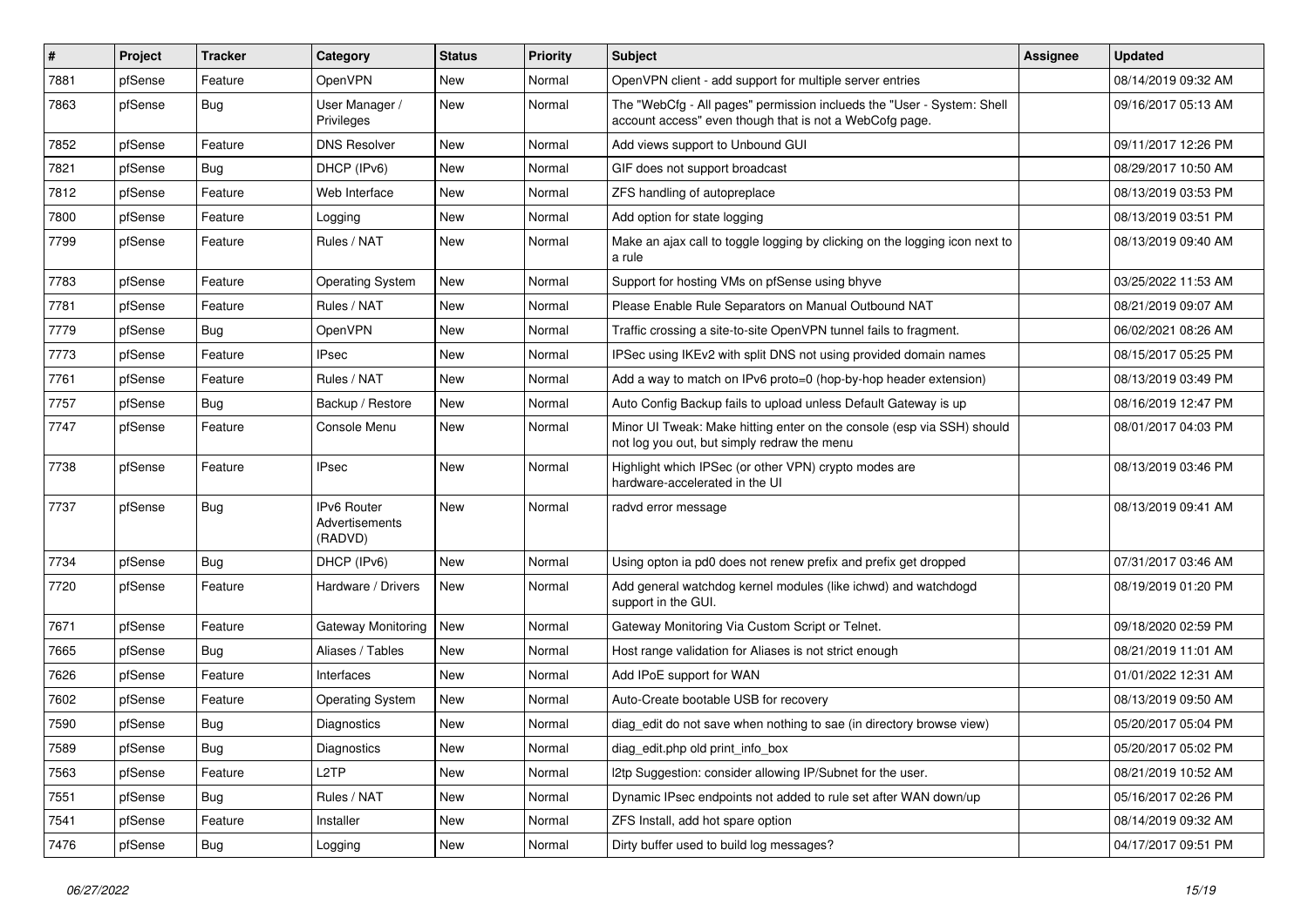| # | Project | Tracker | Category | Status | Priority | Subject | Assignee | Updated |
|---|---|---|---|---|---|---|---|---|
| 7881 | pfSense | Feature | OpenVPN | New | Normal | OpenVPN client - add support for multiple server entries | | 08/14/2019 09:32 AM |
| 7863 | pfSense | Bug | User Manager / Privileges | New | Normal | The "WebCfg - All pages" permission inclueds the "User - System: Shell account access" even though that is not a WebCofg page. | | 09/16/2017 05:13 AM |
| 7852 | pfSense | Feature | DNS Resolver | New | Normal | Add views support to Unbound GUI | | 09/11/2017 12:26 PM |
| 7821 | pfSense | Bug | DHCP (IPv6) | New | Normal | GIF does not support broadcast | | 08/29/2017 10:50 AM |
| 7812 | pfSense | Feature | Web Interface | New | Normal | ZFS handling of autopreplace | | 08/13/2019 03:53 PM |
| 7800 | pfSense | Feature | Logging | New | Normal | Add option for state logging | | 08/13/2019 03:51 PM |
| 7799 | pfSense | Feature | Rules / NAT | New | Normal | Make an ajax call to toggle logging by clicking on the logging icon next to a rule | | 08/13/2019 09:40 AM |
| 7783 | pfSense | Feature | Operating System | New | Normal | Support for hosting VMs on pfSense using bhyve | | 03/25/2022 11:53 AM |
| 7781 | pfSense | Feature | Rules / NAT | New | Normal | Please Enable Rule Separators on Manual Outbound NAT | | 08/21/2019 09:07 AM |
| 7779 | pfSense | Bug | OpenVPN | New | Normal | Traffic crossing a site-to-site OpenVPN tunnel fails to fragment. | | 06/02/2021 08:26 AM |
| 7773 | pfSense | Feature | IPsec | New | Normal | IPSec using IKEv2 with split DNS not using provided domain names | | 08/15/2017 05:25 PM |
| 7761 | pfSense | Feature | Rules / NAT | New | Normal | Add a way to match on IPv6 proto=0 (hop-by-hop header extension) | | 08/13/2019 03:49 PM |
| 7757 | pfSense | Bug | Backup / Restore | New | Normal | Auto Config Backup fails to upload unless Default Gateway is up | | 08/16/2019 12:47 PM |
| 7747 | pfSense | Feature | Console Menu | New | Normal | Minor UI Tweak: Make hitting enter on the console (esp via SSH) should not log you out, but simply redraw the menu | | 08/01/2017 04:03 PM |
| 7738 | pfSense | Feature | IPsec | New | Normal | Highlight which IPSec (or other VPN) crypto modes are hardware-accelerated in the UI | | 08/13/2019 03:46 PM |
| 7737 | pfSense | Bug | IPv6 Router Advertisements (RADVD) | New | Normal | radvd error message | | 08/13/2019 09:41 AM |
| 7734 | pfSense | Bug | DHCP (IPv6) | New | Normal | Using opton ia pd0 does not renew prefix and prefix get dropped | | 07/31/2017 03:46 AM |
| 7720 | pfSense | Feature | Hardware / Drivers | New | Normal | Add general watchdog kernel modules (like ichwd) and watchdogd support in the GUI. | | 08/19/2019 01:20 PM |
| 7671 | pfSense | Feature | Gateway Monitoring | New | Normal | Gateway Monitoring Via Custom Script or Telnet. | | 09/18/2020 02:59 PM |
| 7665 | pfSense | Bug | Aliases / Tables | New | Normal | Host range validation for Aliases is not strict enough | | 08/21/2019 11:01 AM |
| 7626 | pfSense | Feature | Interfaces | New | Normal | Add IPoE support for WAN | | 01/01/2022 12:31 AM |
| 7602 | pfSense | Feature | Operating System | New | Normal | Auto-Create bootable USB for recovery | | 08/13/2019 09:50 AM |
| 7590 | pfSense | Bug | Diagnostics | New | Normal | diag_edit do not save when nothing to sae (in directory browse view) | | 05/20/2017 05:04 PM |
| 7589 | pfSense | Bug | Diagnostics | New | Normal | diag_edit.php old print_info_box | | 05/20/2017 05:02 PM |
| 7563 | pfSense | Feature | L2TP | New | Normal | l2tp Suggestion: consider allowing IP/Subnet for the user. | | 08/21/2019 10:52 AM |
| 7551 | pfSense | Bug | Rules / NAT | New | Normal | Dynamic IPsec endpoints not added to rule set after WAN down/up | | 05/16/2017 02:26 PM |
| 7541 | pfSense | Feature | Installer | New | Normal | ZFS Install, add hot spare option | | 08/14/2019 09:32 AM |
| 7476 | pfSense | Bug | Logging | New | Normal | Dirty buffer used to build log messages? | | 04/17/2017 09:51 PM |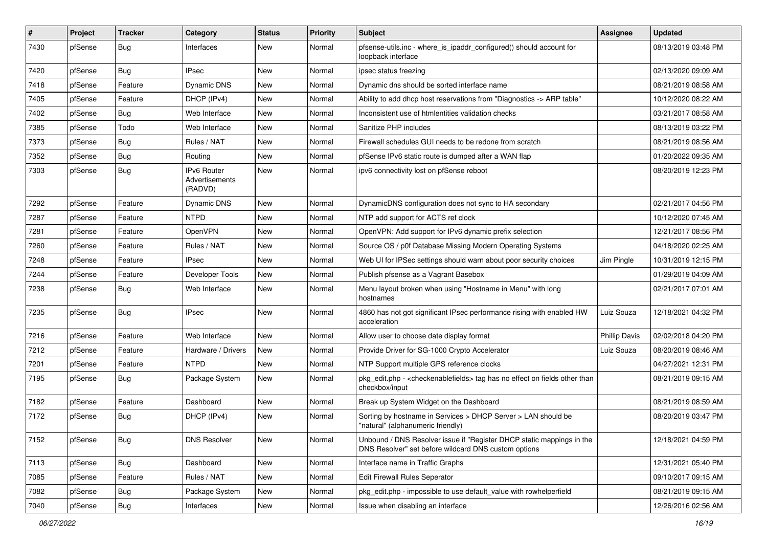| # | Project | Tracker | Category | Status | Priority | Subject | Assignee | Updated |
|---|---|---|---|---|---|---|---|---|
| 7430 | pfSense | Bug | Interfaces | New | Normal | pfsense-utils.inc - where_is_ipaddr_configured() should account for loopback interface | | 08/13/2019 03:48 PM |
| 7420 | pfSense | Bug | IPsec | New | Normal | ipsec status freezing | | 02/13/2020 09:09 AM |
| 7418 | pfSense | Feature | Dynamic DNS | New | Normal | Dynamic dns should be sorted interface name | | 08/21/2019 08:58 AM |
| 7405 | pfSense | Feature | DHCP (IPv4) | New | Normal | Ability to add dhcp host reservations from "Diagnostics -> ARP table" | | 10/12/2020 08:22 AM |
| 7402 | pfSense | Bug | Web Interface | New | Normal | Inconsistent use of htmlentities validation checks | | 03/21/2017 08:58 AM |
| 7385 | pfSense | Todo | Web Interface | New | Normal | Sanitize PHP includes | | 08/13/2019 03:22 PM |
| 7373 | pfSense | Bug | Rules / NAT | New | Normal | Firewall schedules GUI needs to be redone from scratch | | 08/21/2019 08:56 AM |
| 7352 | pfSense | Bug | Routing | New | Normal | pfSense IPv6 static route is dumped after a WAN flap | | 01/20/2022 09:35 AM |
| 7303 | pfSense | Bug | IPv6 Router Advertisements (RADVD) | New | Normal | ipv6 connectivity lost on pfSense reboot | | 08/20/2019 12:23 PM |
| 7292 | pfSense | Feature | Dynamic DNS | New | Normal | DynamicDNS configuration does not sync to HA secondary | | 02/21/2017 04:56 PM |
| 7287 | pfSense | Feature | NTPD | New | Normal | NTP add support for ACTS ref clock | | 10/12/2020 07:45 AM |
| 7281 | pfSense | Feature | OpenVPN | New | Normal | OpenVPN: Add support for IPv6 dynamic prefix selection | | 12/21/2017 08:56 PM |
| 7260 | pfSense | Feature | Rules / NAT | New | Normal | Source OS / p0f Database Missing Modern Operating Systems | | 04/18/2020 02:25 AM |
| 7248 | pfSense | Feature | IPsec | New | Normal | Web UI for IPSec settings should warn about poor security choices | Jim Pingle | 10/31/2019 12:15 PM |
| 7244 | pfSense | Feature | Developer Tools | New | Normal | Publish pfsense as a Vagrant Basebox | | 01/29/2019 04:09 AM |
| 7238 | pfSense | Bug | Web Interface | New | Normal | Menu layout broken when using "Hostname in Menu" with long hostnames | | 02/21/2017 07:01 AM |
| 7235 | pfSense | Bug | IPsec | New | Normal | 4860 has not got significant IPsec performance rising with enabled HW acceleration | Luiz Souza | 12/18/2021 04:32 PM |
| 7216 | pfSense | Feature | Web Interface | New | Normal | Allow user to choose date display format | Phillip Davis | 02/02/2018 04:20 PM |
| 7212 | pfSense | Feature | Hardware / Drivers | New | Normal | Provide Driver for SG-1000 Crypto Accelerator | Luiz Souza | 08/20/2019 08:46 AM |
| 7201 | pfSense | Feature | NTPD | New | Normal | NTP Support multiple GPS reference clocks | | 04/27/2021 12:31 PM |
| 7195 | pfSense | Bug | Package System | New | Normal | pkg_edit.php - <checkenablefields> tag has no effect on fields other than checkbox/input | | 08/21/2019 09:15 AM |
| 7182 | pfSense | Feature | Dashboard | New | Normal | Break up System Widget on the Dashboard | | 08/21/2019 08:59 AM |
| 7172 | pfSense | Bug | DHCP (IPv4) | New | Normal | Sorting by hostname in Services > DHCP Server > LAN should be "natural" (alphanumeric friendly) | | 08/20/2019 03:47 PM |
| 7152 | pfSense | Bug | DNS Resolver | New | Normal | Unbound / DNS Resolver issue if "Register DHCP static mappings in the DNS Resolver" set before wildcard DNS custom options | | 12/18/2021 04:59 PM |
| 7113 | pfSense | Bug | Dashboard | New | Normal | Interface name in Traffic Graphs | | 12/31/2021 05:40 PM |
| 7085 | pfSense | Feature | Rules / NAT | New | Normal | Edit Firewall Rules Seperator | | 09/10/2017 09:15 AM |
| 7082 | pfSense | Bug | Package System | New | Normal | pkg_edit.php - impossible to use default_value with rowhelperfield | | 08/21/2019 09:15 AM |
| 7040 | pfSense | Bug | Interfaces | New | Normal | Issue when disabling an interface | | 12/26/2016 02:56 AM |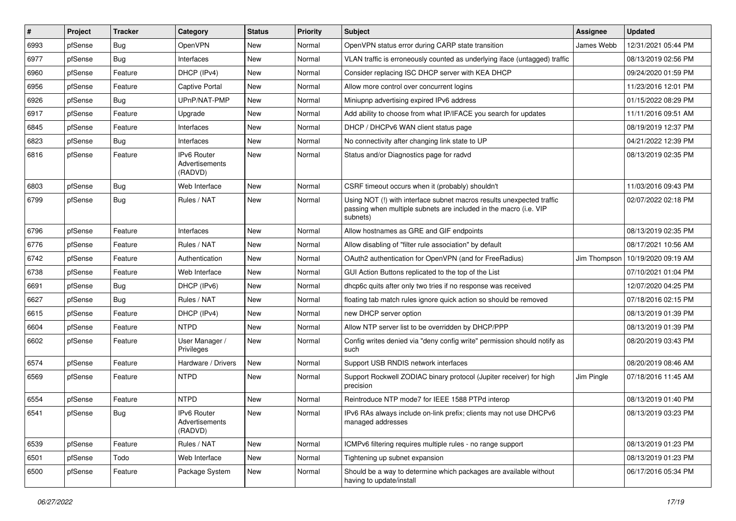| # | Project | Tracker | Category | Status | Priority | Subject | Assignee | Updated |
|---|---|---|---|---|---|---|---|---|
| 6993 | pfSense | Bug | OpenVPN | New | Normal | OpenVPN status error during CARP state transition | James Webb | 12/31/2021 05:44 PM |
| 6977 | pfSense | Bug | Interfaces | New | Normal | VLAN traffic is erroneously counted as underlying iface (untagged) traffic | | 08/13/2019 02:56 PM |
| 6960 | pfSense | Feature | DHCP (IPv4) | New | Normal | Consider replacing ISC DHCP server with KEA DHCP | | 09/24/2020 01:59 PM |
| 6956 | pfSense | Feature | Captive Portal | New | Normal | Allow more control over concurrent logins | | 11/23/2016 12:01 PM |
| 6926 | pfSense | Bug | UPnP/NAT-PMP | New | Normal | Miniupnp advertising expired IPv6 address | | 01/15/2022 08:29 PM |
| 6917 | pfSense | Feature | Upgrade | New | Normal | Add ability to choose from what IP/IFACE you search for updates | | 11/11/2016 09:51 AM |
| 6845 | pfSense | Feature | Interfaces | New | Normal | DHCP / DHCPv6 WAN client status page | | 08/19/2019 12:37 PM |
| 6823 | pfSense | Bug | Interfaces | New | Normal | No connectivity after changing link state to UP | | 04/21/2022 12:39 PM |
| 6816 | pfSense | Feature | IPv6 Router Advertisements (RADVD) | New | Normal | Status and/or Diagnostics page for radvd | | 08/13/2019 02:35 PM |
| 6803 | pfSense | Bug | Web Interface | New | Normal | CSRF timeout occurs when it (probably) shouldn't | | 11/03/2016 09:43 PM |
| 6799 | pfSense | Bug | Rules / NAT | New | Normal | Using NOT (!) with interface subnet macros results unexpected traffic passing when multiple subnets are included in the macro (i.e. VIP subnets) | | 02/07/2022 02:18 PM |
| 6796 | pfSense | Feature | Interfaces | New | Normal | Allow hostnames as GRE and GIF endpoints | | 08/13/2019 02:35 PM |
| 6776 | pfSense | Feature | Rules / NAT | New | Normal | Allow disabling of "filter rule association" by default | | 08/17/2021 10:56 AM |
| 6742 | pfSense | Feature | Authentication | New | Normal | OAuth2 authentication for OpenVPN (and for FreeRadius) | Jim Thompson | 10/19/2020 09:19 AM |
| 6738 | pfSense | Feature | Web Interface | New | Normal | GUI Action Buttons replicated to the top of the List | | 07/10/2021 01:04 PM |
| 6691 | pfSense | Bug | DHCP (IPv6) | New | Normal | dhcp6c quits after only two tries if no response was received | | 12/07/2020 04:25 PM |
| 6627 | pfSense | Bug | Rules / NAT | New | Normal | floating tab match rules ignore quick action so should be removed | | 07/18/2016 02:15 PM |
| 6615 | pfSense | Feature | DHCP (IPv4) | New | Normal | new DHCP server option | | 08/13/2019 01:39 PM |
| 6604 | pfSense | Feature | NTPD | New | Normal | Allow NTP server list to be overridden by DHCP/PPP | | 08/13/2019 01:39 PM |
| 6602 | pfSense | Feature | User Manager / Privileges | New | Normal | Config writes denied via "deny config write" permission should notify as such | | 08/20/2019 03:43 PM |
| 6574 | pfSense | Feature | Hardware / Drivers | New | Normal | Support USB RNDIS network interfaces | | 08/20/2019 08:46 AM |
| 6569 | pfSense | Feature | NTPD | New | Normal | Support Rockwell ZODIAC binary protocol (Jupiter receiver) for high precision | Jim Pingle | 07/18/2016 11:45 AM |
| 6554 | pfSense | Feature | NTPD | New | Normal | Reintroduce NTP mode7 for IEEE 1588 PTPd interop | | 08/13/2019 01:40 PM |
| 6541 | pfSense | Bug | IPv6 Router Advertisements (RADVD) | New | Normal | IPv6 RAs always include on-link prefix; clients may not use DHCPv6 managed addresses | | 08/13/2019 03:23 PM |
| 6539 | pfSense | Feature | Rules / NAT | New | Normal | ICMPv6 filtering requires multiple rules - no range support | | 08/13/2019 01:23 PM |
| 6501 | pfSense | Todo | Web Interface | New | Normal | Tightening up subnet expansion | | 08/13/2019 01:23 PM |
| 6500 | pfSense | Feature | Package System | New | Normal | Should be a way to determine which packages are available without having to update/install | | 06/17/2016 05:34 PM |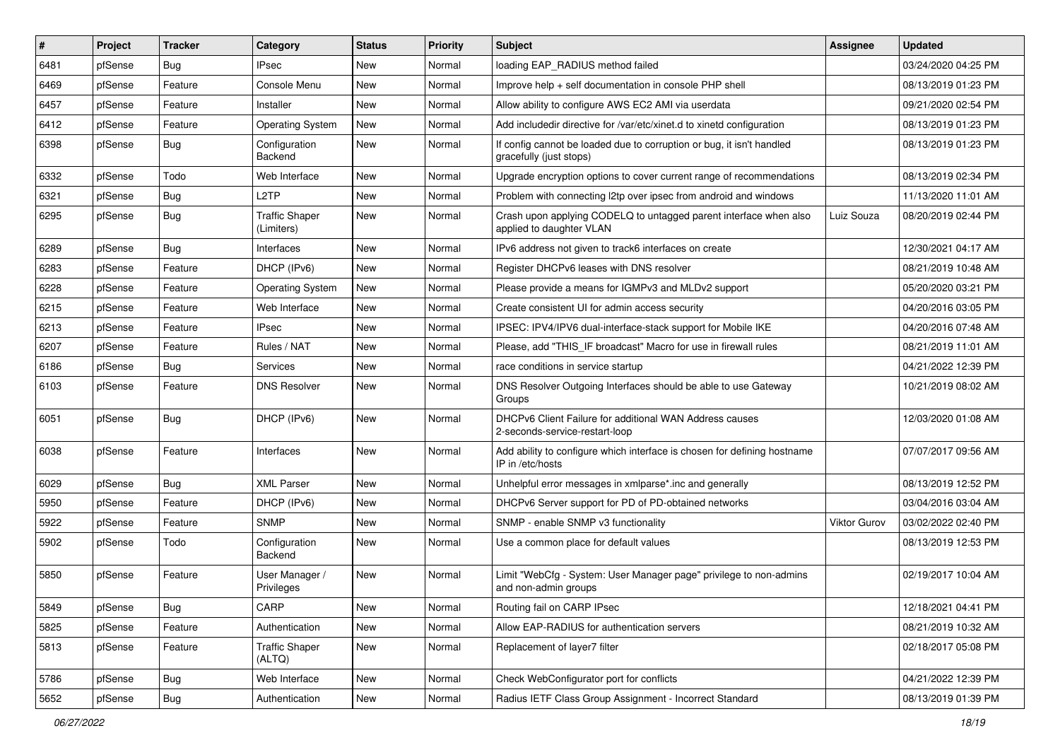| # | Project | Tracker | Category | Status | Priority | Subject | Assignee | Updated |
|---|---|---|---|---|---|---|---|---|
| 6481 | pfSense | Bug | IPsec | New | Normal | loading EAP_RADIUS method failed | | 03/24/2020 04:25 PM |
| 6469 | pfSense | Feature | Console Menu | New | Normal | Improve help + self documentation in console PHP shell | | 08/13/2019 01:23 PM |
| 6457 | pfSense | Feature | Installer | New | Normal | Allow ability to configure AWS EC2 AMI via userdata | | 09/21/2020 02:54 PM |
| 6412 | pfSense | Feature | Operating System | New | Normal | Add includedir directive for /var/etc/xinet.d to xinetd configuration | | 08/13/2019 01:23 PM |
| 6398 | pfSense | Bug | Configuration Backend | New | Normal | If config cannot be loaded due to corruption or bug, it isn't handled gracefully (just stops) | | 08/13/2019 01:23 PM |
| 6332 | pfSense | Todo | Web Interface | New | Normal | Upgrade encryption options to cover current range of recommendations | | 08/13/2019 02:34 PM |
| 6321 | pfSense | Bug | L2TP | New | Normal | Problem with connecting l2tp over ipsec from android and windows | | 11/13/2020 11:01 AM |
| 6295 | pfSense | Bug | Traffic Shaper (Limiters) | New | Normal | Crash upon applying CODELQ to untagged parent interface when also applied to daughter VLAN | Luiz Souza | 08/20/2019 02:44 PM |
| 6289 | pfSense | Bug | Interfaces | New | Normal | IPv6 address not given to track6 interfaces on create | | 12/30/2021 04:17 AM |
| 6283 | pfSense | Feature | DHCP (IPv6) | New | Normal | Register DHCPv6 leases with DNS resolver | | 08/21/2019 10:48 AM |
| 6228 | pfSense | Feature | Operating System | New | Normal | Please provide a means for IGMPv3 and MLDv2 support | | 05/20/2020 03:21 PM |
| 6215 | pfSense | Feature | Web Interface | New | Normal | Create consistent UI for admin access security | | 04/20/2016 03:05 PM |
| 6213 | pfSense | Feature | IPsec | New | Normal | IPSEC: IPV4/IPV6 dual-interface-stack support for Mobile IKE | | 04/20/2016 07:48 AM |
| 6207 | pfSense | Feature | Rules / NAT | New | Normal | Please, add "THIS_IF broadcast" Macro for use in firewall rules | | 08/21/2019 11:01 AM |
| 6186 | pfSense | Bug | Services | New | Normal | race conditions in service startup | | 04/21/2022 12:39 PM |
| 6103 | pfSense | Feature | DNS Resolver | New | Normal | DNS Resolver Outgoing Interfaces should be able to use Gateway Groups | | 10/21/2019 08:02 AM |
| 6051 | pfSense | Bug | DHCP (IPv6) | New | Normal | DHCPv6 Client Failure for additional WAN Address causes 2-seconds-service-restart-loop | | 12/03/2020 01:08 AM |
| 6038 | pfSense | Feature | Interfaces | New | Normal | Add ability to configure which interface is chosen for defining hostname IP in /etc/hosts | | 07/07/2017 09:56 AM |
| 6029 | pfSense | Bug | XML Parser | New | Normal | Unhelpful error messages in xmlparse*.inc and generally | | 08/13/2019 12:52 PM |
| 5950 | pfSense | Feature | DHCP (IPv6) | New | Normal | DHCPv6 Server support for PD of PD-obtained networks | | 03/04/2016 03:04 AM |
| 5922 | pfSense | Feature | SNMP | New | Normal | SNMP - enable SNMP v3 functionality | Viktor Gurov | 03/02/2022 02:40 PM |
| 5902 | pfSense | Todo | Configuration Backend | New | Normal | Use a common place for default values | | 08/13/2019 12:53 PM |
| 5850 | pfSense | Feature | User Manager / Privileges | New | Normal | Limit "WebCfg - System: User Manager page" privilege to non-admins and non-admin groups | | 02/19/2017 10:04 AM |
| 5849 | pfSense | Bug | CARP | New | Normal | Routing fail on CARP IPsec | | 12/18/2021 04:41 PM |
| 5825 | pfSense | Feature | Authentication | New | Normal | Allow EAP-RADIUS for authentication servers | | 08/21/2019 10:32 AM |
| 5813 | pfSense | Feature | Traffic Shaper (ALTQ) | New | Normal | Replacement of layer7 filter | | 02/18/2017 05:08 PM |
| 5786 | pfSense | Bug | Web Interface | New | Normal | Check WebConfigurator port for conflicts | | 04/21/2022 12:39 PM |
| 5652 | pfSense | Bug | Authentication | New | Normal | Radius IETF Class Group Assignment - Incorrect Standard | | 08/13/2019 01:39 PM |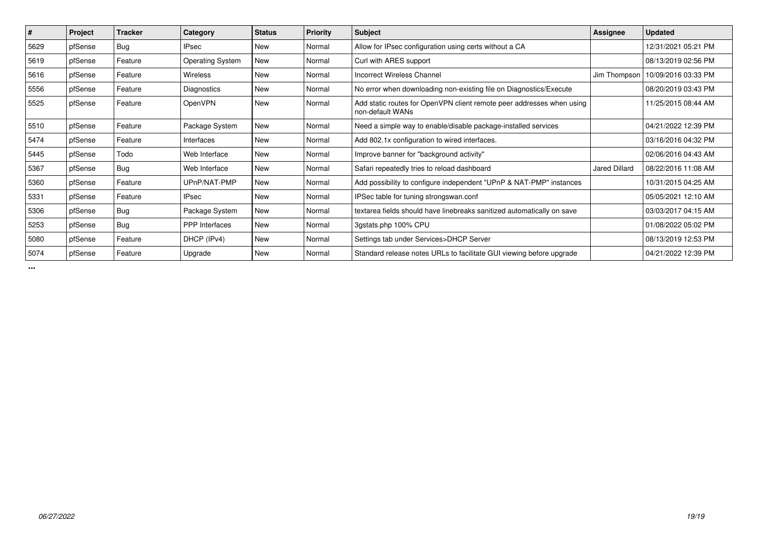| # | Project | Tracker | Category | Status | Priority | Subject | Assignee | Updated |
|---|---|---|---|---|---|---|---|---|
| 5629 | pfSense | Bug | IPsec | New | Normal | Allow for IPsec configuration using certs without a CA | | 12/31/2021 05:21 PM |
| 5619 | pfSense | Feature | Operating System | New | Normal | Curl with ARES support | | 08/13/2019 02:56 PM |
| 5616 | pfSense | Feature | Wireless | New | Normal | Incorrect Wireless Channel | Jim Thompson | 10/09/2016 03:33 PM |
| 5556 | pfSense | Feature | Diagnostics | New | Normal | No error when downloading non-existing file on Diagnostics/Execute | | 08/20/2019 03:43 PM |
| 5525 | pfSense | Feature | OpenVPN | New | Normal | Add static routes for OpenVPN client remote peer addresses when using non-default WANs | | 11/25/2015 08:44 AM |
| 5510 | pfSense | Feature | Package System | New | Normal | Need a simple way to enable/disable package-installed services | | 04/21/2022 12:39 PM |
| 5474 | pfSense | Feature | Interfaces | New | Normal | Add 802.1x configuration to wired interfaces. | | 03/16/2016 04:32 PM |
| 5445 | pfSense | Todo | Web Interface | New | Normal | Improve banner for "background activity" | | 02/06/2016 04:43 AM |
| 5367 | pfSense | Bug | Web Interface | New | Normal | Safari repeatedly tries to reload dashboard | Jared Dillard | 08/22/2016 11:08 AM |
| 5360 | pfSense | Feature | UPnP/NAT-PMP | New | Normal | Add possibility to configure independent "UPnP & NAT-PMP" instances | | 10/31/2015 04:25 AM |
| 5331 | pfSense | Feature | IPsec | New | Normal | IPSec table for tuning strongswan.conf | | 05/05/2021 12:10 AM |
| 5306 | pfSense | Bug | Package System | New | Normal | textarea fields should have linebreaks sanitized automatically on save | | 03/03/2017 04:15 AM |
| 5253 | pfSense | Bug | PPP Interfaces | New | Normal | 3gstats.php 100% CPU | | 01/08/2022 05:02 PM |
| 5080 | pfSense | Feature | DHCP (IPv4) | New | Normal | Settings tab under Services>DHCP Server | | 08/13/2019 12:53 PM |
| 5074 | pfSense | Feature | Upgrade | New | Normal | Standard release notes URLs to facilitate GUI viewing before upgrade | | 04/21/2022 12:39 PM |

...